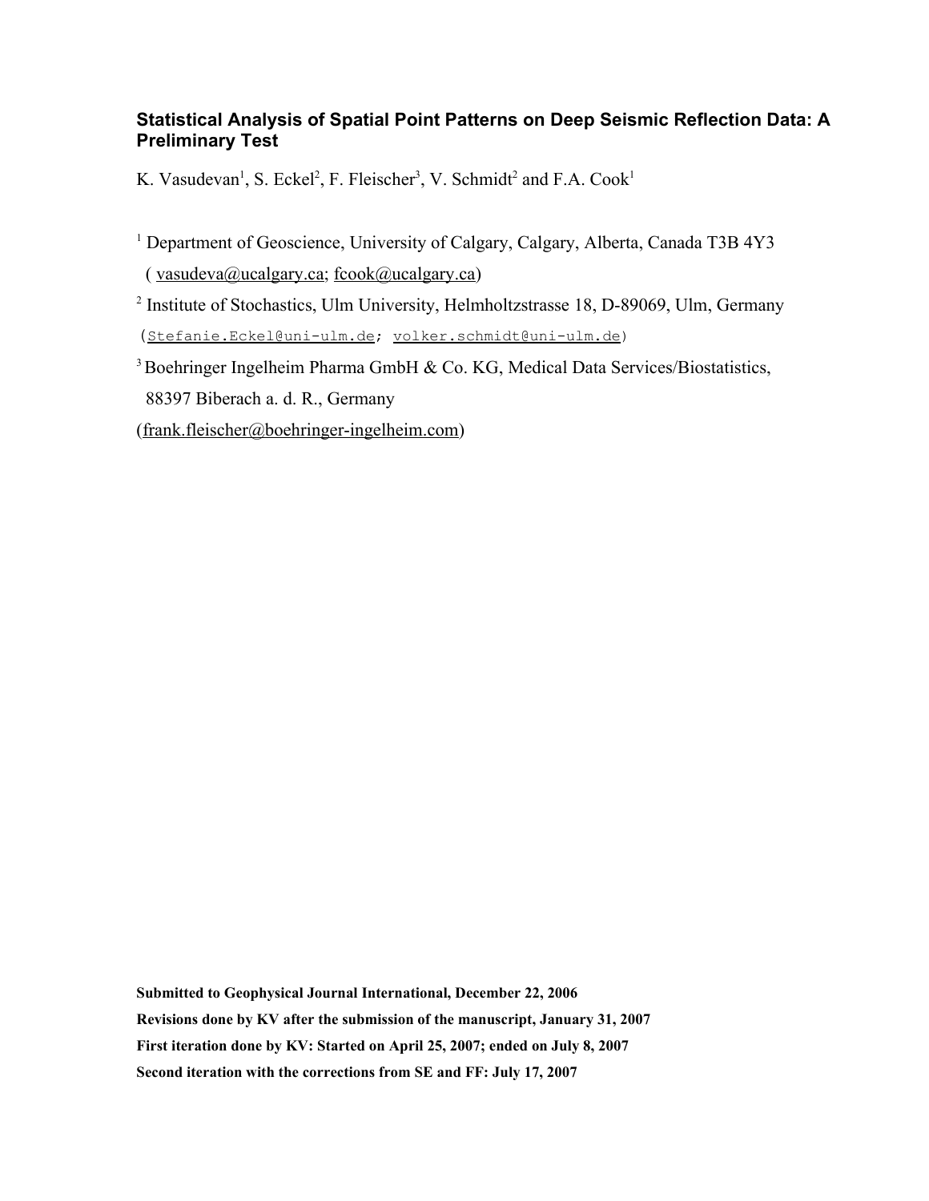# Statistical Analysis of Spatial Point Patterns on Deep Seismic Reflection Data: A Preliminary Test

K. Vasudevan[1], S. Eckel[2], F. Fleischer[3], V. Schmidt[2] and F.A. Cook[1]

[1] Department of Geoscience, University of Calgary, Calgary, Alberta, Canada T3B 4Y3
( vasudeva@ucalgary.ca; fcook@ucalgary.ca)

[2] Institute of Stochastics, Ulm University, Helmholtzstrasse 18, D-89069, Ulm, Germany
(Stefanie.Eckel@uni-ulm.de; volker.schmidt@uni-ulm.de)

[3] Boehringer Ingelheim Pharma GmbH & Co. KG, Medical Data Services/Biostatistics, 88397 Biberach a. d. R., Germany
(frank.fleischer@boehringer-ingelheim.com)

**Submitted to Geophysical Journal International, December 22, 2006**

**Revisions done by KV after the submission of the manuscript, January 31, 2007**

**First iteration done by KV: Started on April 25, 2007; ended on July 8, 2007**

**Second iteration with the corrections from SE and FF: July 17, 2007**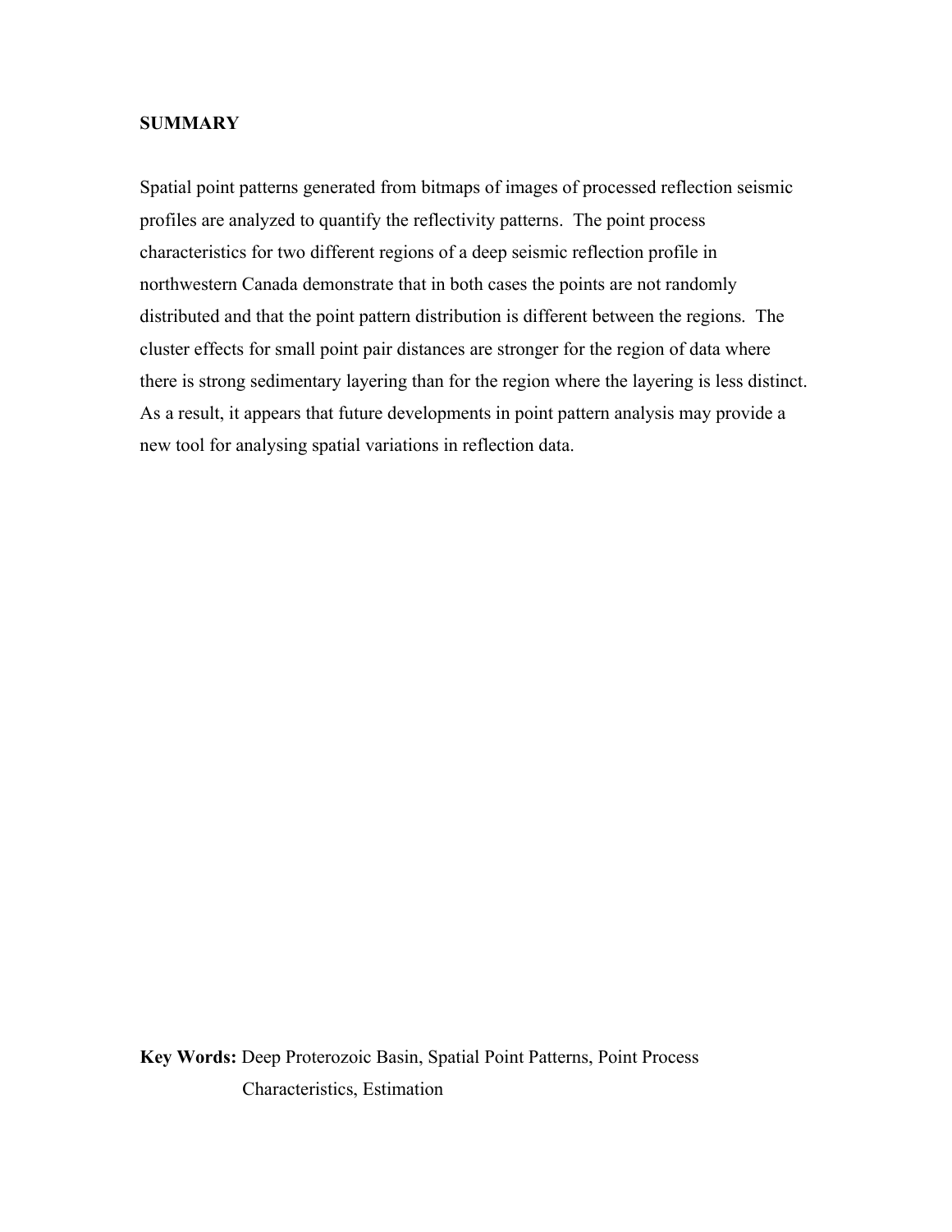## SUMMARY

Spatial point patterns generated from bitmaps of images of processed reflection seismic profiles are analyzed to quantify the reflectivity patterns. The point process characteristics for two different regions of a deep seismic reflection profile in northwestern Canada demonstrate that in both cases the points are not randomly distributed and that the point pattern distribution is different between the regions. The cluster effects for small point pair distances are stronger for the region of data where there is strong sedimentary layering than for the region where the layering is less distinct. As a result, it appears that future developments in point pattern analysis may provide a new tool for analysing spatial variations in reflection data.

**Key Words:** Deep Proterozoic Basin, Spatial Point Patterns, Point Process Characteristics, Estimation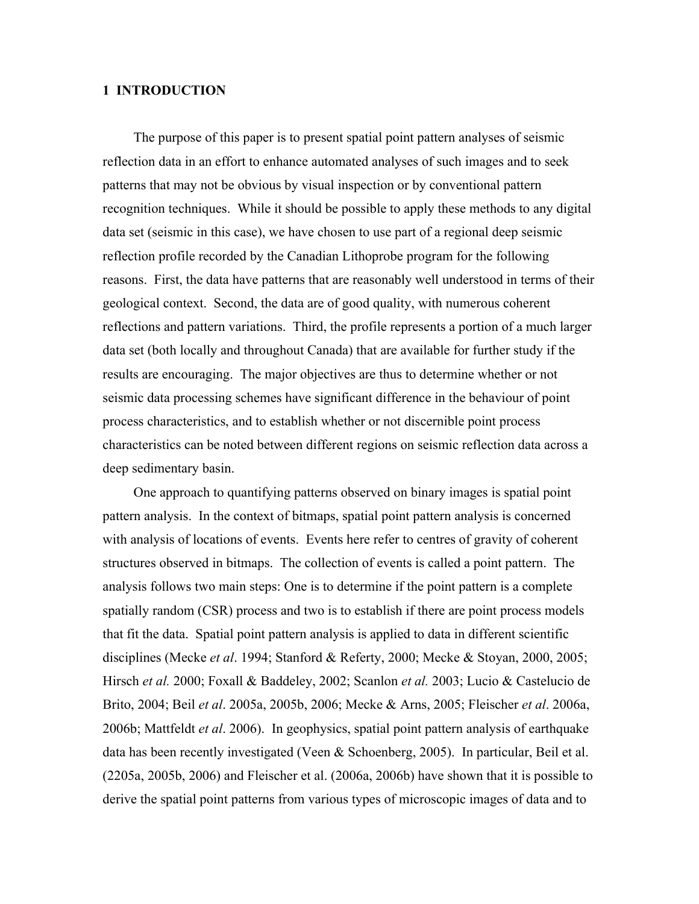## 1 INTRODUCTION

The purpose of this paper is to present spatial point pattern analyses of seismic reflection data in an effort to enhance automated analyses of such images and to seek patterns that may not be obvious by visual inspection or by conventional pattern recognition techniques. While it should be possible to apply these methods to any digital data set (seismic in this case), we have chosen to use part of a regional deep seismic reflection profile recorded by the Canadian Lithoprobe program for the following reasons. First, the data have patterns that are reasonably well understood in terms of their geological context. Second, the data are of good quality, with numerous coherent reflections and pattern variations. Third, the profile represents a portion of a much larger data set (both locally and throughout Canada) that are available for further study if the results are encouraging. The major objectives are thus to determine whether or not seismic data processing schemes have significant difference in the behaviour of point process characteristics, and to establish whether or not discernible point process characteristics can be noted between different regions on seismic reflection data across a deep sedimentary basin.

One approach to quantifying patterns observed on binary images is spatial point pattern analysis. In the context of bitmaps, spatial point pattern analysis is concerned with analysis of locations of events. Events here refer to centres of gravity of coherent structures observed in bitmaps. The collection of events is called a point pattern. The analysis follows two main steps: One is to determine if the point pattern is a complete spatially random (CSR) process and two is to establish if there are point process models that fit the data. Spatial point pattern analysis is applied to data in different scientific disciplines (Mecke *et al*. 1994; Stanford & Referty, 2000; Mecke & Stoyan, 2000, 2005; Hirsch *et al.* 2000; Foxall & Baddeley, 2002; Scanlon *et al.* 2003; Lucio & Castelucio de Brito, 2004; Beil *et al*. 2005a, 2005b, 2006; Mecke & Arns, 2005; Fleischer *et al*. 2006a, 2006b; Mattfeldt *et al*. 2006). In geophysics, spatial point pattern analysis of earthquake data has been recently investigated (Veen & Schoenberg, 2005). In particular, Beil et al. (2205a, 2005b, 2006) and Fleischer et al. (2006a, 2006b) have shown that it is possible to derive the spatial point patterns from various types of microscopic images of data and to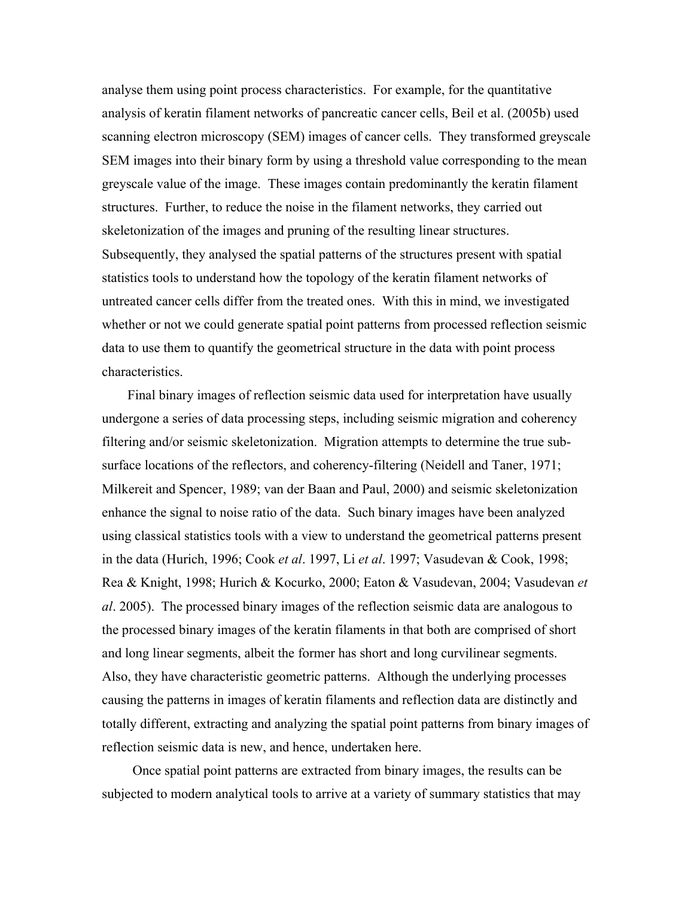analyse them using point process characteristics. For example, for the quantitative analysis of keratin filament networks of pancreatic cancer cells, Beil et al. (2005b) used scanning electron microscopy (SEM) images of cancer cells. They transformed greyscale SEM images into their binary form by using a threshold value corresponding to the mean greyscale value of the image. These images contain predominantly the keratin filament structures. Further, to reduce the noise in the filament networks, they carried out skeletonization of the images and pruning of the resulting linear structures. Subsequently, they analysed the spatial patterns of the structures present with spatial statistics tools to understand how the topology of the keratin filament networks of untreated cancer cells differ from the treated ones. With this in mind, we investigated whether or not we could generate spatial point patterns from processed reflection seismic data to use them to quantify the geometrical structure in the data with point process characteristics.

Final binary images of reflection seismic data used for interpretation have usually undergone a series of data processing steps, including seismic migration and coherency filtering and/or seismic skeletonization. Migration attempts to determine the true sub-surface locations of the reflectors, and coherency-filtering (Neidell and Taner, 1971; Milkereit and Spencer, 1989; van der Baan and Paul, 2000) and seismic skeletonization enhance the signal to noise ratio of the data. Such binary images have been analyzed using classical statistics tools with a view to understand the geometrical patterns present in the data (Hurich, 1996; Cook *et al*. 1997, Li *et al*. 1997; Vasudevan & Cook, 1998; Rea & Knight, 1998; Hurich & Kocurko, 2000; Eaton & Vasudevan, 2004; Vasudevan *et al*. 2005). The processed binary images of the reflection seismic data are analogous to the processed binary images of the keratin filaments in that both are comprised of short and long linear segments, albeit the former has short and long curvilinear segments. Also, they have characteristic geometric patterns. Although the underlying processes causing the patterns in images of keratin filaments and reflection data are distinctly and totally different, extracting and analyzing the spatial point patterns from binary images of reflection seismic data is new, and hence, undertaken here.

Once spatial point patterns are extracted from binary images, the results can be subjected to modern analytical tools to arrive at a variety of summary statistics that may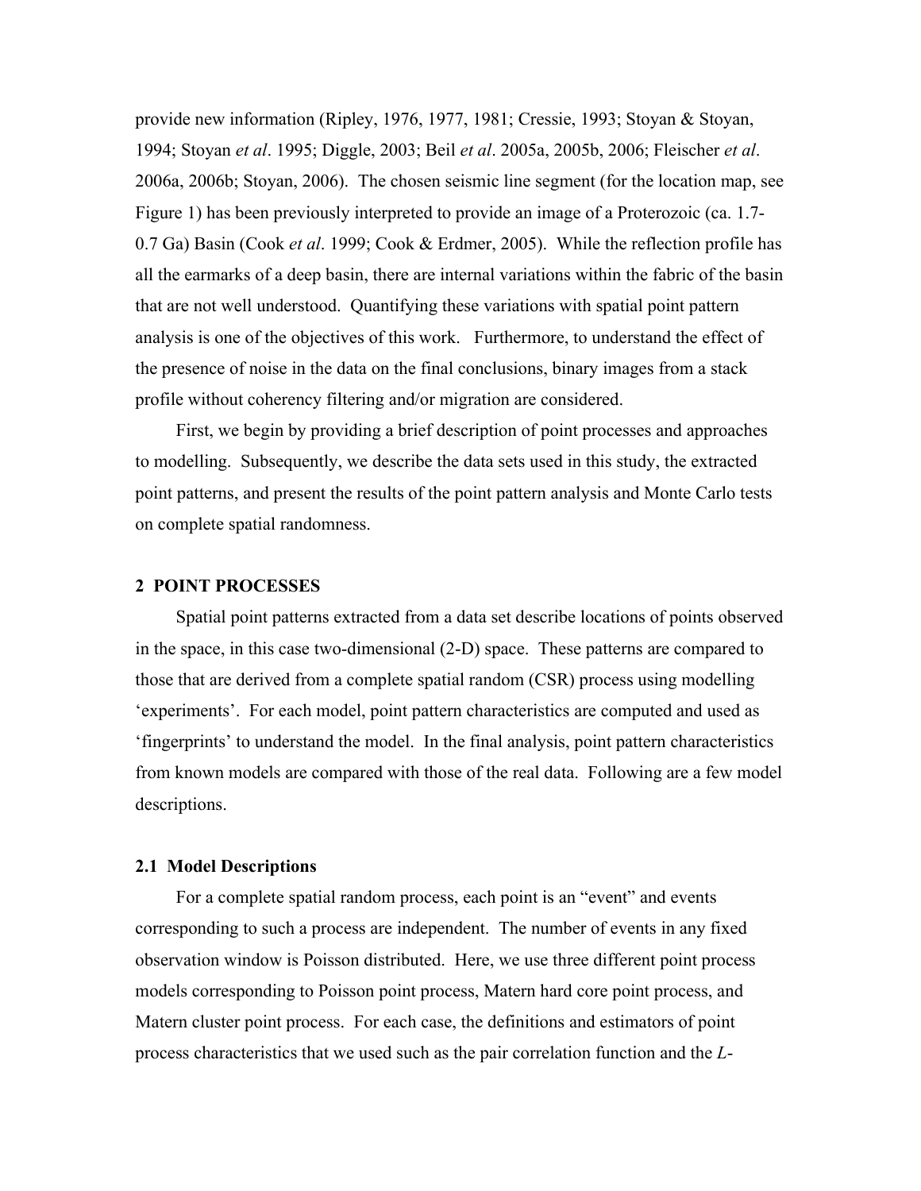provide new information (Ripley, 1976, 1977, 1981; Cressie, 1993; Stoyan & Stoyan, 1994; Stoyan *et al*. 1995; Diggle, 2003; Beil *et al*. 2005a, 2005b, 2006; Fleischer *et al*. 2006a, 2006b; Stoyan, 2006). The chosen seismic line segment (for the location map, see Figure 1) has been previously interpreted to provide an image of a Proterozoic (ca. 1.7-0.7 Ga) Basin (Cook *et al*. 1999; Cook & Erdmer, 2005). While the reflection profile has all the earmarks of a deep basin, there are internal variations within the fabric of the basin that are not well understood. Quantifying these variations with spatial point pattern analysis is one of the objectives of this work. Furthermore, to understand the effect of the presence of noise in the data on the final conclusions, binary images from a stack profile without coherency filtering and/or migration are considered.

First, we begin by providing a brief description of point processes and approaches to modelling. Subsequently, we describe the data sets used in this study, the extracted point patterns, and present the results of the point pattern analysis and Monte Carlo tests on complete spatial randomness.

## 2 POINT PROCESSES

Spatial point patterns extracted from a data set describe locations of points observed in the space, in this case two-dimensional (2-D) space. These patterns are compared to those that are derived from a complete spatial random (CSR) process using modelling 'experiments'. For each model, point pattern characteristics are computed and used as 'fingerprints' to understand the model. In the final analysis, point pattern characteristics from known models are compared with those of the real data. Following are a few model descriptions.

### 2.1 Model Descriptions

For a complete spatial random process, each point is an "event" and events corresponding to such a process are independent. The number of events in any fixed observation window is Poisson distributed. Here, we use three different point process models corresponding to Poisson point process, Matern hard core point process, and Matern cluster point process. For each case, the definitions and estimators of point process characteristics that we used such as the pair correlation function and the *L*-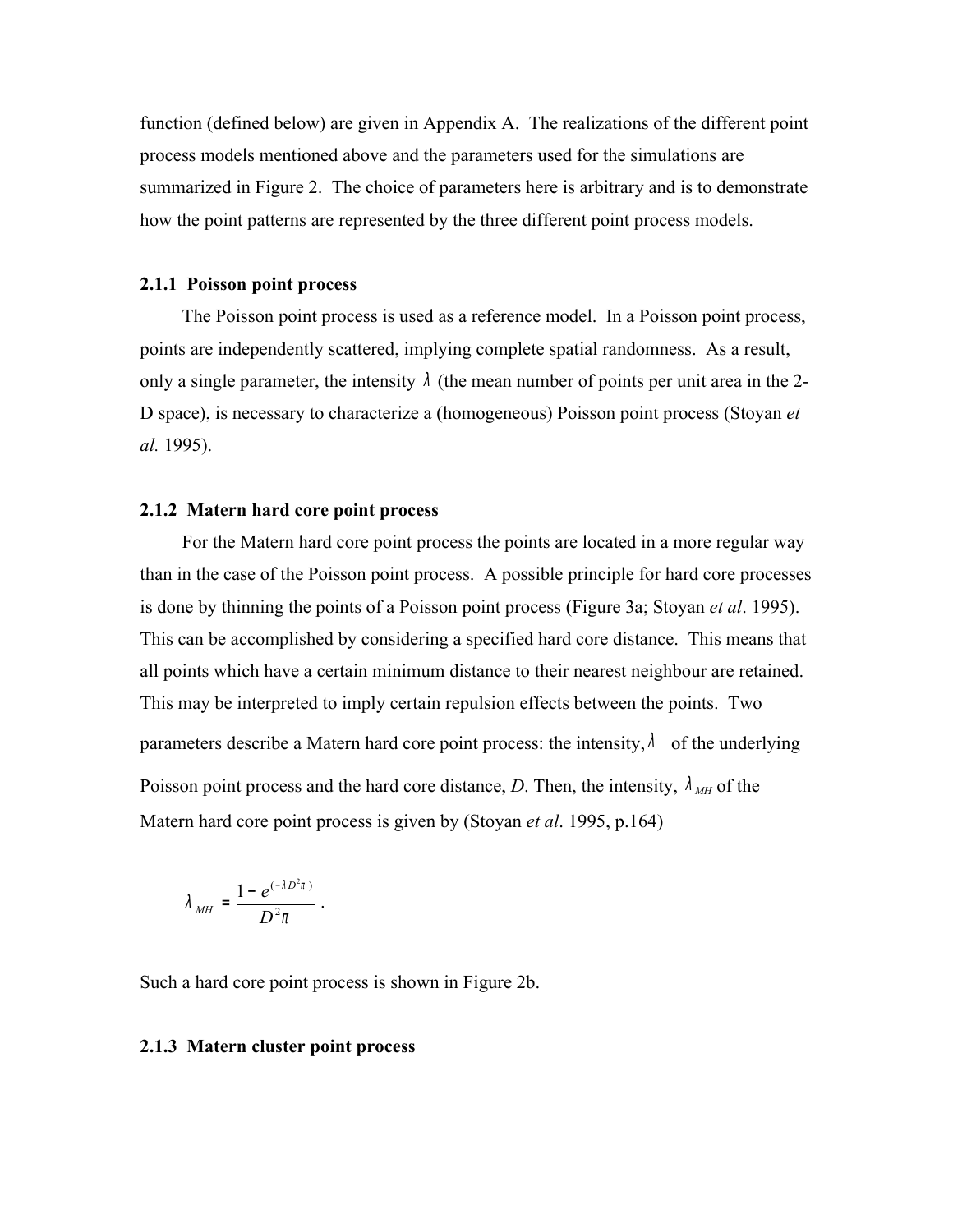function (defined below) are given in Appendix A. The realizations of the different point process models mentioned above and the parameters used for the simulations are summarized in Figure 2. The choice of parameters here is arbitrary and is to demonstrate how the point patterns are represented by the three different point process models.

### 2.1.1 Poisson point process

The Poisson point process is used as a reference model. In a Poisson point process, points are independently scattered, implying complete spatial randomness. As a result, only a single parameter, the intensity $\lambda$ (the mean number of points per unit area in the 2-D space), is necessary to characterize a (homogeneous) Poisson point process (Stoyan *et al.* 1995).

### 2.1.2 Matern hard core point process

For the Matern hard core point process the points are located in a more regular way than in the case of the Poisson point process. A possible principle for hard core processes is done by thinning the points of a Poisson point process (Figure 3a; Stoyan *et al*. 1995). This can be accomplished by considering a specified hard core distance. This means that all points which have a certain minimum distance to their nearest neighbour are retained. This may be interpreted to imply certain repulsion effects between the points. Two parameters describe a Matern hard core point process: the intensity, $\lambda$ of the underlying Poisson point process and the hard core distance, $D$. Then, the intensity, $\lambda_{MH}$ of the Matern hard core point process is given by (Stoyan *et al*. 1995, p.164)

$$\lambda_{MH} = \frac{1 - e^{(-\lambda D^2 \pi)}}{D^2 \pi} .$$

Such a hard core point process is shown in Figure 2b.

### 2.1.3 Matern cluster point process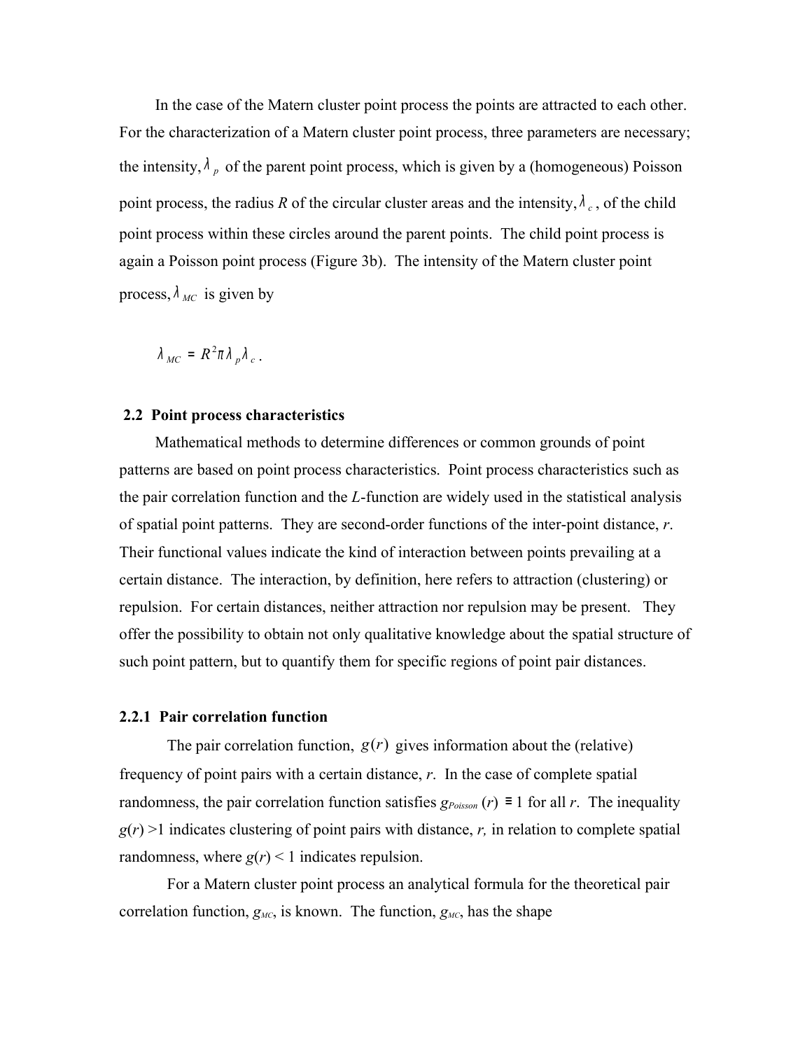In the case of the Matern cluster point process the points are attracted to each other. For the characterization of a Matern cluster point process, three parameters are necessary; the intensity, $\lambda_p$ of the parent point process, which is given by a (homogeneous) Poisson point process, the radius *R* of the circular cluster areas and the intensity, $\lambda_c$, of the child point process within these circles around the parent points. The child point process is again a Poisson point process (Figure 3b). The intensity of the Matern cluster point process, $\lambda_{MC}$ is given by

$$\lambda_{MC} = R^2 \pi \lambda_p \lambda_c .$$

### 2.2 Point process characteristics

Mathematical methods to determine differences or common grounds of point patterns are based on point process characteristics. Point process characteristics such as the pair correlation function and the *L*-function are widely used in the statistical analysis of spatial point patterns. They are second-order functions of the inter-point distance, *r*. Their functional values indicate the kind of interaction between points prevailing at a certain distance. The interaction, by definition, here refers to attraction (clustering) or repulsion. For certain distances, neither attraction nor repulsion may be present. They offer the possibility to obtain not only qualitative knowledge about the spatial structure of such point pattern, but to quantify them for specific regions of point pair distances.

#### 2.2.1 Pair correlation function

The pair correlation function, $g(r)$ gives information about the (relative) frequency of point pairs with a certain distance, *r*. In the case of complete spatial randomness, the pair correlation function satisfies $g_{Poisson}(r) \equiv 1$ for all *r*. The inequality $g(r) > 1$ indicates clustering of point pairs with distance, *r,* in relation to complete spatial randomness, where $g(r) < 1$ indicates repulsion.

For a Matern cluster point process an analytical formula for the theoretical pair correlation function, $g_{MC}$, is known. The function, $g_{MC}$, has the shape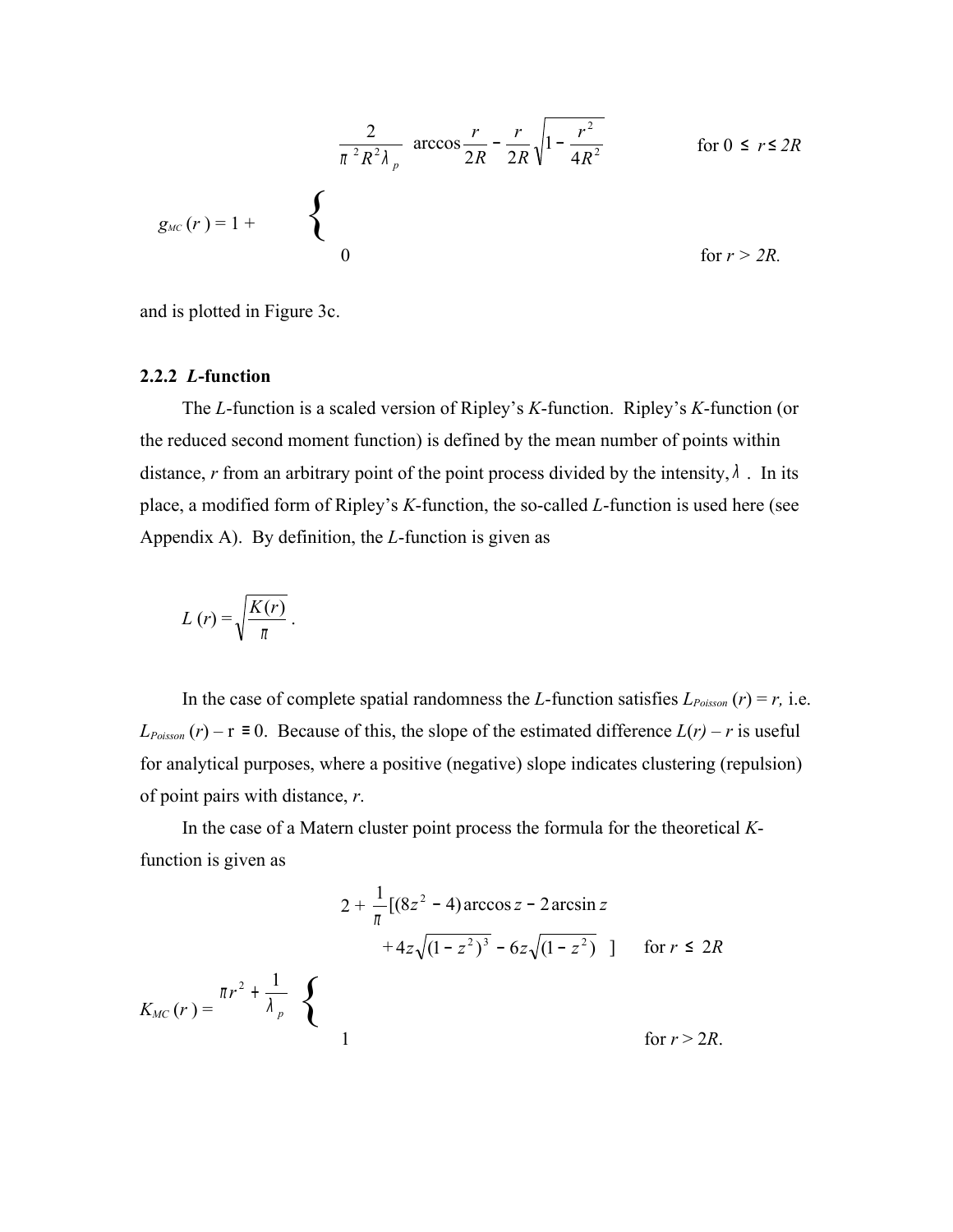$$
g_{MC}(r) = 1 + \begin{cases} \dfrac{2}{\pi^2 R^2 \lambda_p} \left( \arccos\dfrac{r}{2R} - \dfrac{r}{2R}\sqrt{1 - \dfrac{r^2}{4R^2}} \right) & \text{for } 0 \leq r \leq 2R \\ 0 & \text{for } r > 2R. \end{cases}
$$

and is plotted in Figure 3c.

### 2.2.2 *L*-function

The *L*-function is a scaled version of Ripley's *K*-function. Ripley's *K*-function (or the reduced second moment function) is defined by the mean number of points within distance, $r$ from an arbitrary point of the point process divided by the intensity, $\lambda$. In its place, a modified form of Ripley's *K*-function, the so-called *L*-function is used here (see Appendix A). By definition, the *L*-function is given as

$$
L(r) = \sqrt{\frac{K(r)}{\pi}} .
$$

In the case of complete spatial randomness the *L*-function satisfies $L_{Poisson}(r) = r$, i.e. $L_{Poisson}(r) - r \equiv 0$. Because of this, the slope of the estimated difference $L(r) - r$ is useful for analytical purposes, where a positive (negative) slope indicates clustering (repulsion) of point pairs with distance, $r$.

In the case of a Matern cluster point process the formula for the theoretical *K*-function is given as

$$
K_{MC}(r) = \pi r^2 + \frac{1}{\lambda_p} \begin{cases} 2 + \dfrac{1}{\pi}\left[(8z^2 - 4)\arccos z - 2\arcsin z + 4z\sqrt{(1-z^2)^3} - 6z\sqrt{(1-z^2)}\ \right] & \text{for } r \leq 2R \\ 1 & \text{for } r > 2R. \end{cases}
$$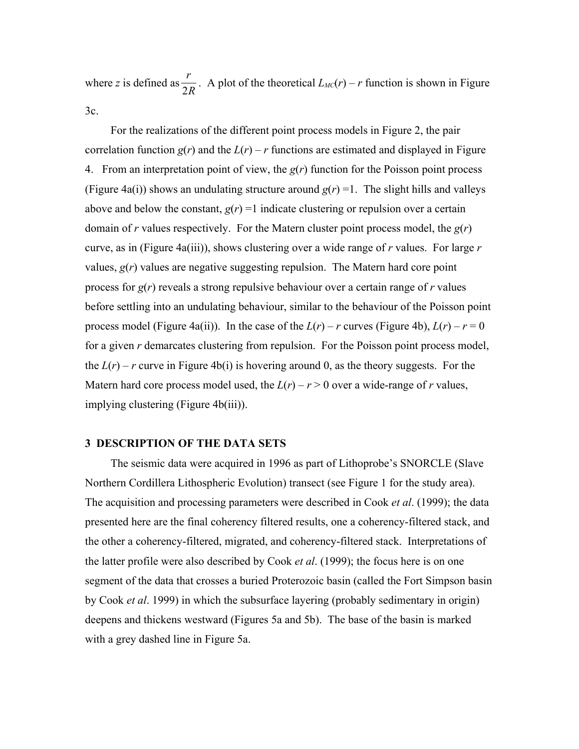where $z$ is defined as $\frac{r}{2R}$. A plot of the theoretical $L_{MC}(r) - r$ function is shown in Figure 3c.

For the realizations of the different point process models in Figure 2, the pair correlation function $g(r)$ and the $L(r) - r$ functions are estimated and displayed in Figure 4. From an interpretation point of view, the $g(r)$ function for the Poisson point process (Figure 4a(i)) shows an undulating structure around $g(r) = 1$. The slight hills and valleys above and below the constant, $g(r) = 1$ indicate clustering or repulsion over a certain domain of $r$ values respectively. For the Matern cluster point process model, the $g(r)$ curve, as in (Figure 4a(iii)), shows clustering over a wide range of $r$ values. For large $r$ values, $g(r)$ values are negative suggesting repulsion. The Matern hard core point process for $g(r)$ reveals a strong repulsive behaviour over a certain range of $r$ values before settling into an undulating behaviour, similar to the behaviour of the Poisson point process model (Figure 4a(ii)). In the case of the $L(r) - r$ curves (Figure 4b), $L(r) - r = 0$ for a given $r$ demarcates clustering from repulsion. For the Poisson point process model, the $L(r) - r$ curve in Figure 4b(i) is hovering around 0, as the theory suggests. For the Matern hard core process model used, the $L(r) - r > 0$ over a wide-range of $r$ values, implying clustering (Figure 4b(iii)).

## 3 DESCRIPTION OF THE DATA SETS

The seismic data were acquired in 1996 as part of Lithoprobe's SNORCLE (Slave Northern Cordillera Lithospheric Evolution) transect (see Figure 1 for the study area). The acquisition and processing parameters were described in Cook *et al*. (1999); the data presented here are the final coherency filtered results, one a coherency-filtered stack, and the other a coherency-filtered, migrated, and coherency-filtered stack. Interpretations of the latter profile were also described by Cook *et al*. (1999); the focus here is on one segment of the data that crosses a buried Proterozoic basin (called the Fort Simpson basin by Cook *et al*. 1999) in which the subsurface layering (probably sedimentary in origin) deepens and thickens westward (Figures 5a and 5b). The base of the basin is marked with a grey dashed line in Figure 5a.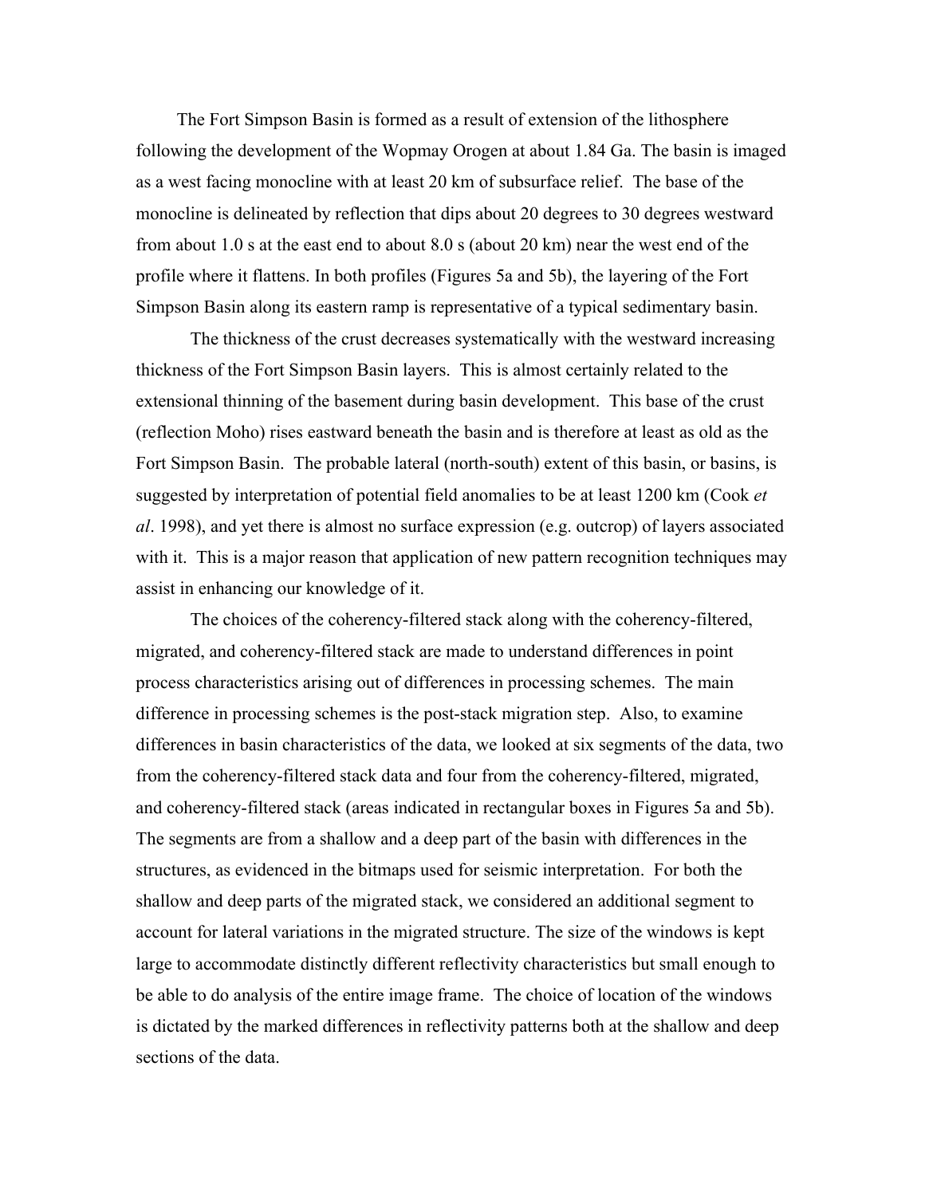The Fort Simpson Basin is formed as a result of extension of the lithosphere following the development of the Wopmay Orogen at about 1.84 Ga. The basin is imaged as a west facing monocline with at least 20 km of subsurface relief. The base of the monocline is delineated by reflection that dips about 20 degrees to 30 degrees westward from about 1.0 s at the east end to about 8.0 s (about 20 km) near the west end of the profile where it flattens. In both profiles (Figures 5a and 5b), the layering of the Fort Simpson Basin along its eastern ramp is representative of a typical sedimentary basin.

The thickness of the crust decreases systematically with the westward increasing thickness of the Fort Simpson Basin layers. This is almost certainly related to the extensional thinning of the basement during basin development. This base of the crust (reflection Moho) rises eastward beneath the basin and is therefore at least as old as the Fort Simpson Basin. The probable lateral (north-south) extent of this basin, or basins, is suggested by interpretation of potential field anomalies to be at least 1200 km (Cook *et al*. 1998), and yet there is almost no surface expression (e.g. outcrop) of layers associated with it. This is a major reason that application of new pattern recognition techniques may assist in enhancing our knowledge of it.

The choices of the coherency-filtered stack along with the coherency-filtered, migrated, and coherency-filtered stack are made to understand differences in point process characteristics arising out of differences in processing schemes. The main difference in processing schemes is the post-stack migration step. Also, to examine differences in basin characteristics of the data, we looked at six segments of the data, two from the coherency-filtered stack data and four from the coherency-filtered, migrated, and coherency-filtered stack (areas indicated in rectangular boxes in Figures 5a and 5b). The segments are from a shallow and a deep part of the basin with differences in the structures, as evidenced in the bitmaps used for seismic interpretation. For both the shallow and deep parts of the migrated stack, we considered an additional segment to account for lateral variations in the migrated structure. The size of the windows is kept large to accommodate distinctly different reflectivity characteristics but small enough to be able to do analysis of the entire image frame. The choice of location of the windows is dictated by the marked differences in reflectivity patterns both at the shallow and deep sections of the data.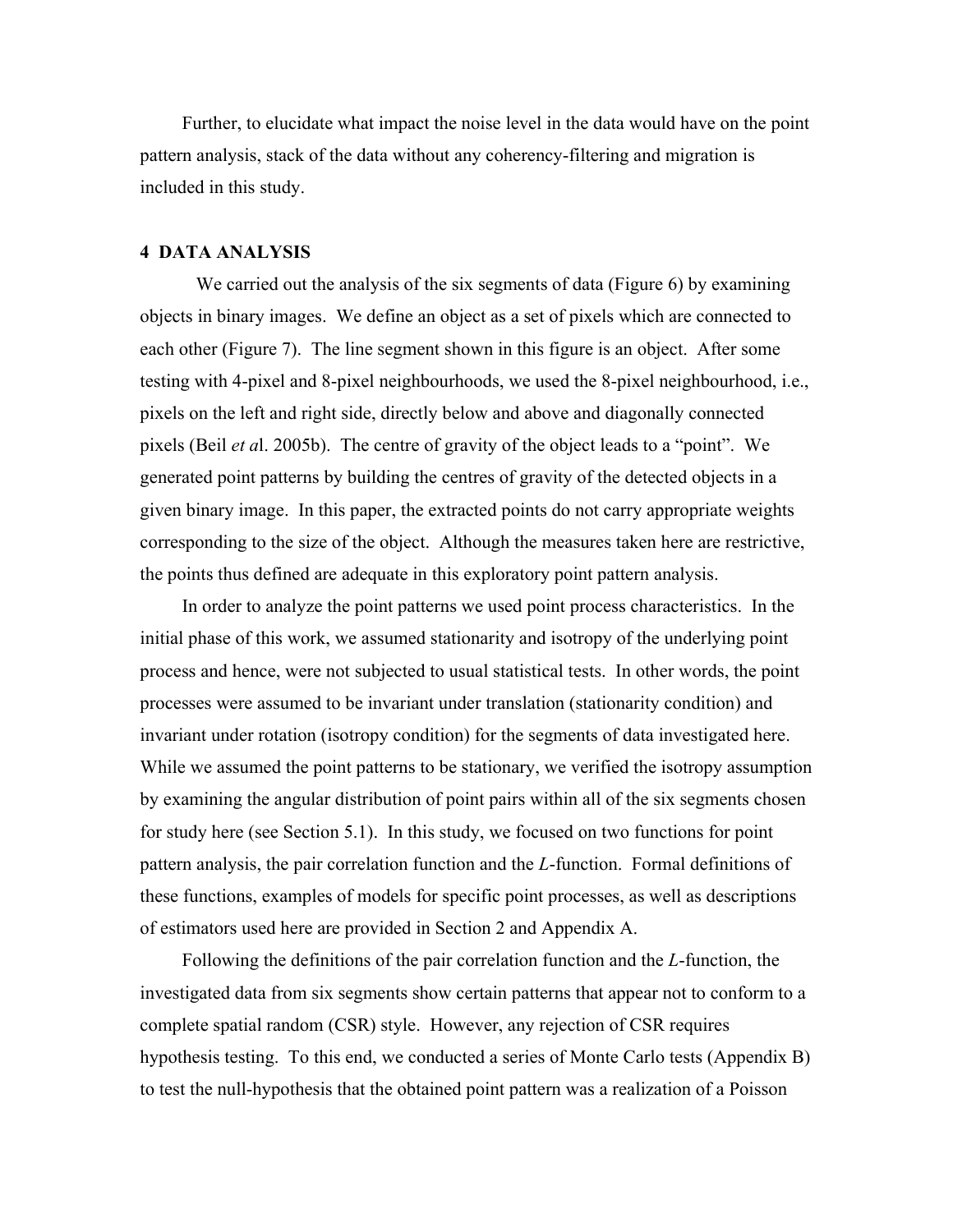Further, to elucidate what impact the noise level in the data would have on the point pattern analysis, stack of the data without any coherency-filtering and migration is included in this study.

## 4 DATA ANALYSIS

We carried out the analysis of the six segments of data (Figure 6) by examining objects in binary images. We define an object as a set of pixels which are connected to each other (Figure 7). The line segment shown in this figure is an object. After some testing with 4-pixel and 8-pixel neighbourhoods, we used the 8-pixel neighbourhood, i.e., pixels on the left and right side, directly below and above and diagonally connected pixels (Beil *et a*l. 2005b). The centre of gravity of the object leads to a "point". We generated point patterns by building the centres of gravity of the detected objects in a given binary image. In this paper, the extracted points do not carry appropriate weights corresponding to the size of the object. Although the measures taken here are restrictive, the points thus defined are adequate in this exploratory point pattern analysis.

In order to analyze the point patterns we used point process characteristics. In the initial phase of this work, we assumed stationarity and isotropy of the underlying point process and hence, were not subjected to usual statistical tests. In other words, the point processes were assumed to be invariant under translation (stationarity condition) and invariant under rotation (isotropy condition) for the segments of data investigated here. While we assumed the point patterns to be stationary, we verified the isotropy assumption by examining the angular distribution of point pairs within all of the six segments chosen for study here (see Section 5.1). In this study, we focused on two functions for point pattern analysis, the pair correlation function and the *L*-function. Formal definitions of these functions, examples of models for specific point processes, as well as descriptions of estimators used here are provided in Section 2 and Appendix A.

Following the definitions of the pair correlation function and the *L*-function, the investigated data from six segments show certain patterns that appear not to conform to a complete spatial random (CSR) style. However, any rejection of CSR requires hypothesis testing. To this end, we conducted a series of Monte Carlo tests (Appendix B) to test the null-hypothesis that the obtained point pattern was a realization of a Poisson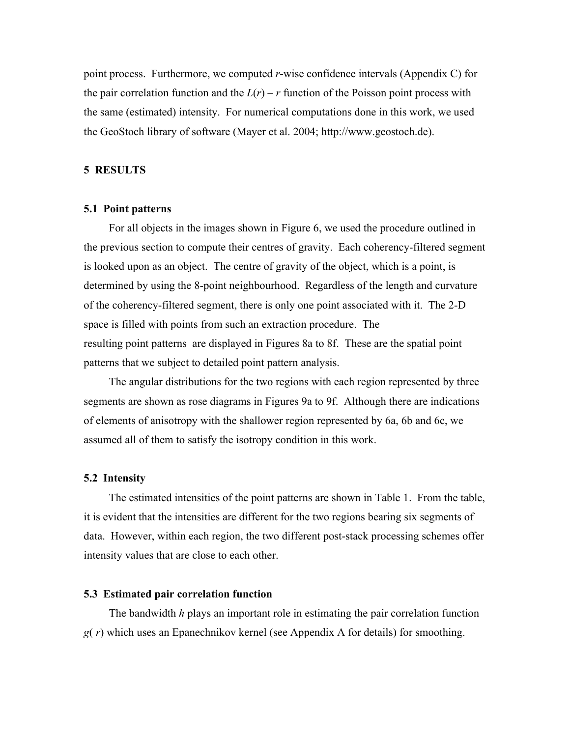point process. Furthermore, we computed $r$-wise confidence intervals (Appendix C) for the pair correlation function and the $L(r) - r$ function of the Poisson point process with the same (estimated) intensity. For numerical computations done in this work, we used the GeoStoch library of software (Mayer et al. 2004; http://www.geostoch.de).

## 5 RESULTS

### 5.1 Point patterns

For all objects in the images shown in Figure 6, we used the procedure outlined in the previous section to compute their centres of gravity. Each coherency-filtered segment is looked upon as an object. The centre of gravity of the object, which is a point, is determined by using the 8-point neighbourhood. Regardless of the length and curvature of the coherency-filtered segment, there is only one point associated with it. The 2-D space is filled with points from such an extraction procedure. The resulting point patterns are displayed in Figures 8a to 8f. These are the spatial point patterns that we subject to detailed point pattern analysis.

The angular distributions for the two regions with each region represented by three segments are shown as rose diagrams in Figures 9a to 9f. Although there are indications of elements of anisotropy with the shallower region represented by 6a, 6b and 6c, we assumed all of them to satisfy the isotropy condition in this work.

### 5.2 Intensity

The estimated intensities of the point patterns are shown in Table 1. From the table, it is evident that the intensities are different for the two regions bearing six segments of data. However, within each region, the two different post-stack processing schemes offer intensity values that are close to each other.

### 5.3 Estimated pair correlation function

The bandwidth $h$ plays an important role in estimating the pair correlation function $g(r)$ which uses an Epanechnikov kernel (see Appendix A for details) for smoothing.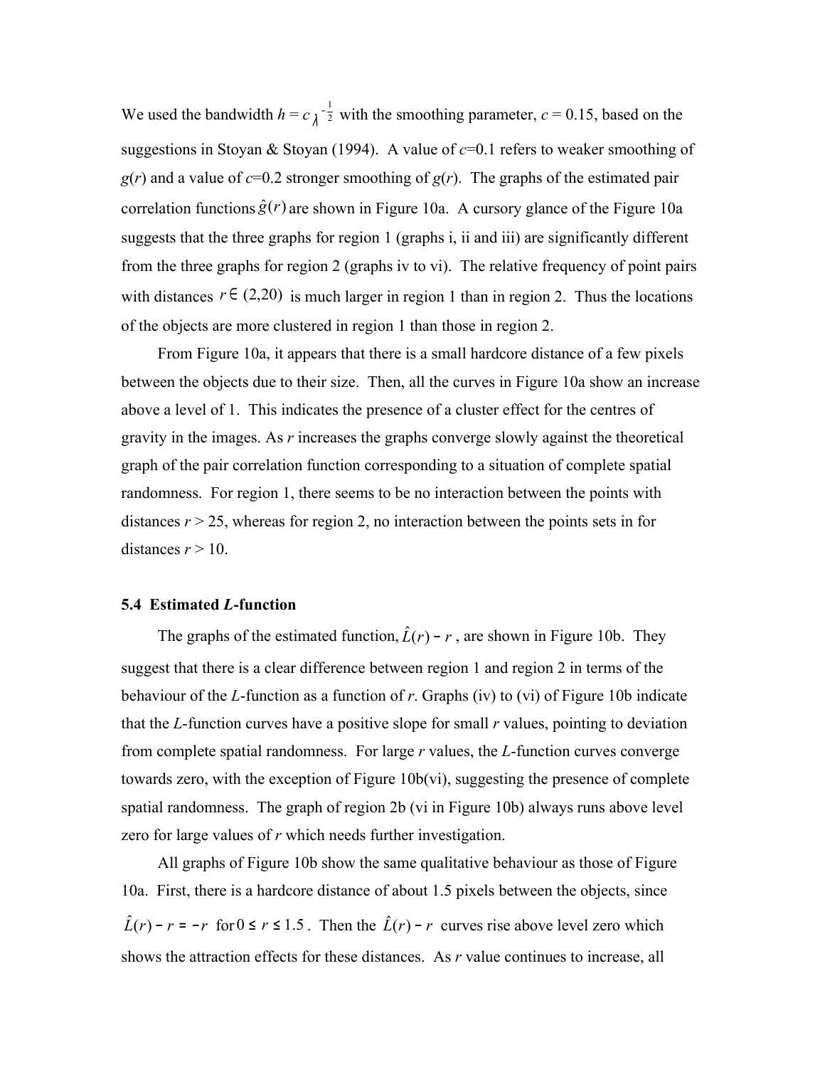We used the bandwidth $h = c\,\lambda^{-\frac{1}{2}}$ with the smoothing parameter, $c = 0.15$, based on the suggestions in Stoyan & Stoyan (1994). A value of $c$=0.1 refers to weaker smoothing of $g(r)$ and a value of $c$=0.2 stronger smoothing of $g(r)$. The graphs of the estimated pair correlation functions $\hat{g}(r)$ are shown in Figure 10a. A cursory glance of the Figure 10a suggests that the three graphs for region 1 (graphs i, ii and iii) are significantly different from the three graphs for region 2 (graphs iv to vi). The relative frequency of point pairs with distances $r \in (2,20)$ is much larger in region 1 than in region 2. Thus the locations of the objects are more clustered in region 1 than those in region 2.

From Figure 10a, it appears that there is a small hardcore distance of a few pixels between the objects due to their size. Then, all the curves in Figure 10a show an increase above a level of 1. This indicates the presence of a cluster effect for the centres of gravity in the images. As $r$ increases the graphs converge slowly against the theoretical graph of the pair correlation function corresponding to a situation of complete spatial randomness. For region 1, there seems to be no interaction between the points with distances $r > 25$, whereas for region 2, no interaction between the points sets in for distances $r > 10$.

### 5.4 Estimated *L*-function

The graphs of the estimated function, $\hat{L}(r) - r$, are shown in Figure 10b. They suggest that there is a clear difference between region 1 and region 2 in terms of the behaviour of the *L*-function as a function of $r$. Graphs (iv) to (vi) of Figure 10b indicate that the *L*-function curves have a positive slope for small $r$ values, pointing to deviation from complete spatial randomness. For large $r$ values, the *L*-function curves converge towards zero, with the exception of Figure 10b(vi), suggesting the presence of complete spatial randomness. The graph of region 2b (vi in Figure 10b) always runs above level zero for large values of $r$ which needs further investigation.

All graphs of Figure 10b show the same qualitative behaviour as those of Figure 10a. First, there is a hardcore distance of about 1.5 pixels between the objects, since $\hat{L}(r) - r = -r$ for $0 \le r \le 1.5$. Then the $\hat{L}(r) - r$ curves rise above level zero which shows the attraction effects for these distances. As $r$ value continues to increase, all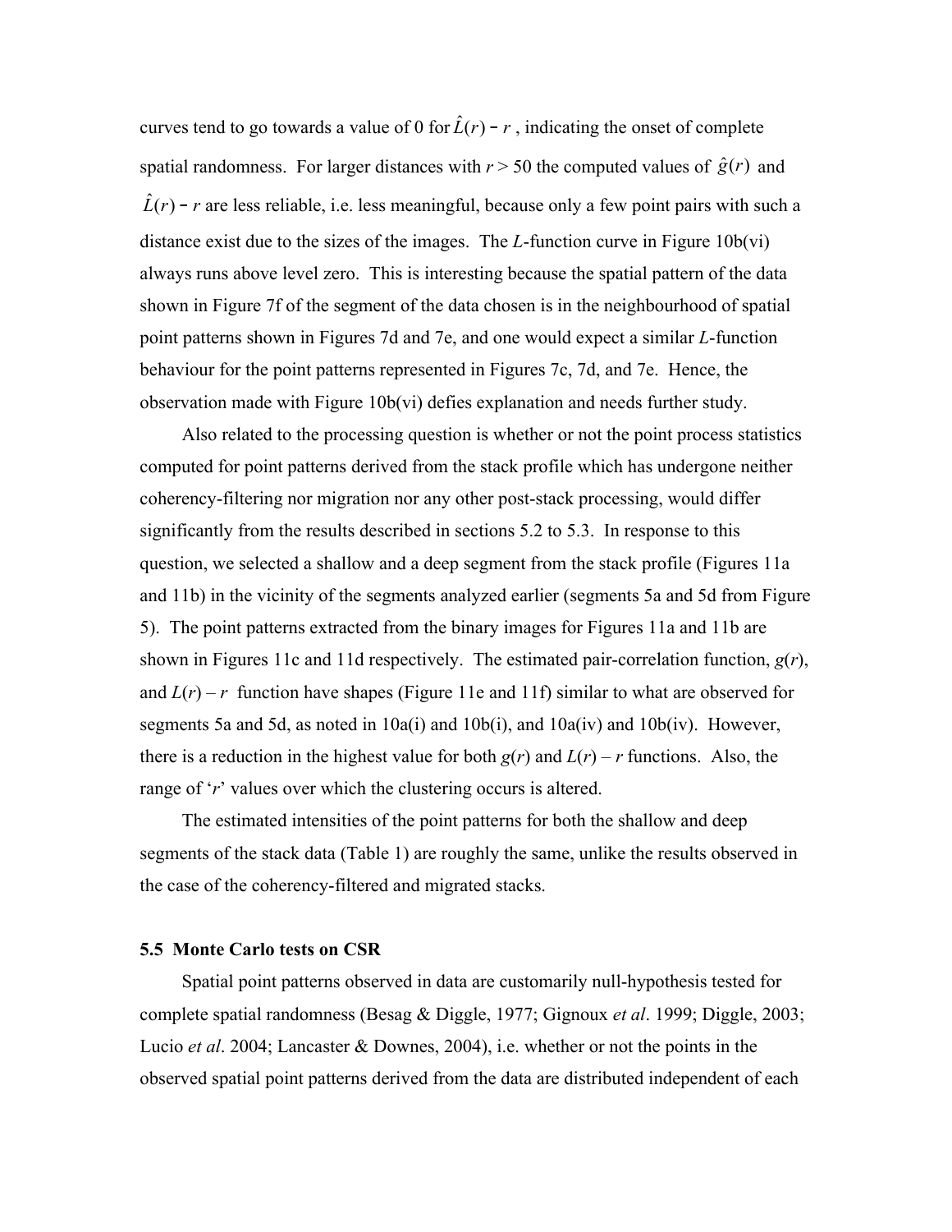curves tend to go towards a value of 0 for $\hat{L}(r) - r$ , indicating the onset of complete spatial randomness. For larger distances with $r > 50$ the computed values of $\hat{g}(r)$ and $\hat{L}(r) - r$ are less reliable, i.e. less meaningful, because only a few point pairs with such a distance exist due to the sizes of the images. The *L*-function curve in Figure 10b(vi) always runs above level zero. This is interesting because the spatial pattern of the data shown in Figure 7f of the segment of the data chosen is in the neighbourhood of spatial point patterns shown in Figures 7d and 7e, and one would expect a similar *L*-function behaviour for the point patterns represented in Figures 7c, 7d, and 7e. Hence, the observation made with Figure 10b(vi) defies explanation and needs further study.

Also related to the processing question is whether or not the point process statistics computed for point patterns derived from the stack profile which has undergone neither coherency-filtering nor migration nor any other post-stack processing, would differ significantly from the results described in sections 5.2 to 5.3. In response to this question, we selected a shallow and a deep segment from the stack profile (Figures 11a and 11b) in the vicinity of the segments analyzed earlier (segments 5a and 5d from Figure 5). The point patterns extracted from the binary images for Figures 11a and 11b are shown in Figures 11c and 11d respectively. The estimated pair-correlation function, $g(r)$, and $L(r) - r$ function have shapes (Figure 11e and 11f) similar to what are observed for segments 5a and 5d, as noted in 10a(i) and 10b(i), and 10a(iv) and 10b(iv). However, there is a reduction in the highest value for both $g(r)$ and $L(r) - r$ functions. Also, the range of '$r$' values over which the clustering occurs is altered.

The estimated intensities of the point patterns for both the shallow and deep segments of the stack data (Table 1) are roughly the same, unlike the results observed in the case of the coherency-filtered and migrated stacks.

### 5.5 Monte Carlo tests on CSR

Spatial point patterns observed in data are customarily null-hypothesis tested for complete spatial randomness (Besag & Diggle, 1977; Gignoux *et al*. 1999; Diggle, 2003; Lucio *et al*. 2004; Lancaster & Downes, 2004), i.e. whether or not the points in the observed spatial point patterns derived from the data are distributed independent of each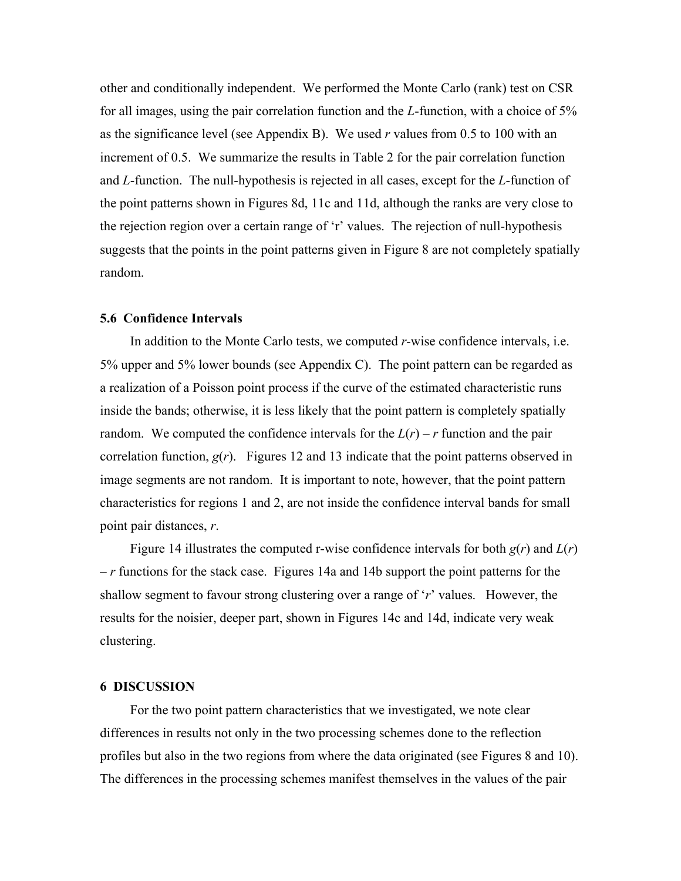other and conditionally independent. We performed the Monte Carlo (rank) test on CSR for all images, using the pair correlation function and the *L*-function, with a choice of 5% as the significance level (see Appendix B). We used *r* values from 0.5 to 100 with an increment of 0.5. We summarize the results in Table 2 for the pair correlation function and *L*-function. The null-hypothesis is rejected in all cases, except for the *L*-function of the point patterns shown in Figures 8d, 11c and 11d, although the ranks are very close to the rejection region over a certain range of 'r' values. The rejection of null-hypothesis suggests that the points in the point patterns given in Figure 8 are not completely spatially random.

### 5.6 Confidence Intervals

In addition to the Monte Carlo tests, we computed *r*-wise confidence intervals, i.e. 5% upper and 5% lower bounds (see Appendix C). The point pattern can be regarded as a realization of a Poisson point process if the curve of the estimated characteristic runs inside the bands; otherwise, it is less likely that the point pattern is completely spatially random. We computed the confidence intervals for the $L(r) - r$ function and the pair correlation function, $g(r)$. Figures 12 and 13 indicate that the point patterns observed in image segments are not random. It is important to note, however, that the point pattern characteristics for regions 1 and 2, are not inside the confidence interval bands for small point pair distances, *r*.

Figure 14 illustrates the computed r-wise confidence intervals for both $g(r)$ and $L(r) - r$ functions for the stack case. Figures 14a and 14b support the point patterns for the shallow segment to favour strong clustering over a range of '*r*' values. However, the results for the noisier, deeper part, shown in Figures 14c and 14d, indicate very weak clustering.

## 6 DISCUSSION

For the two point pattern characteristics that we investigated, we note clear differences in results not only in the two processing schemes done to the reflection profiles but also in the two regions from where the data originated (see Figures 8 and 10). The differences in the processing schemes manifest themselves in the values of the pair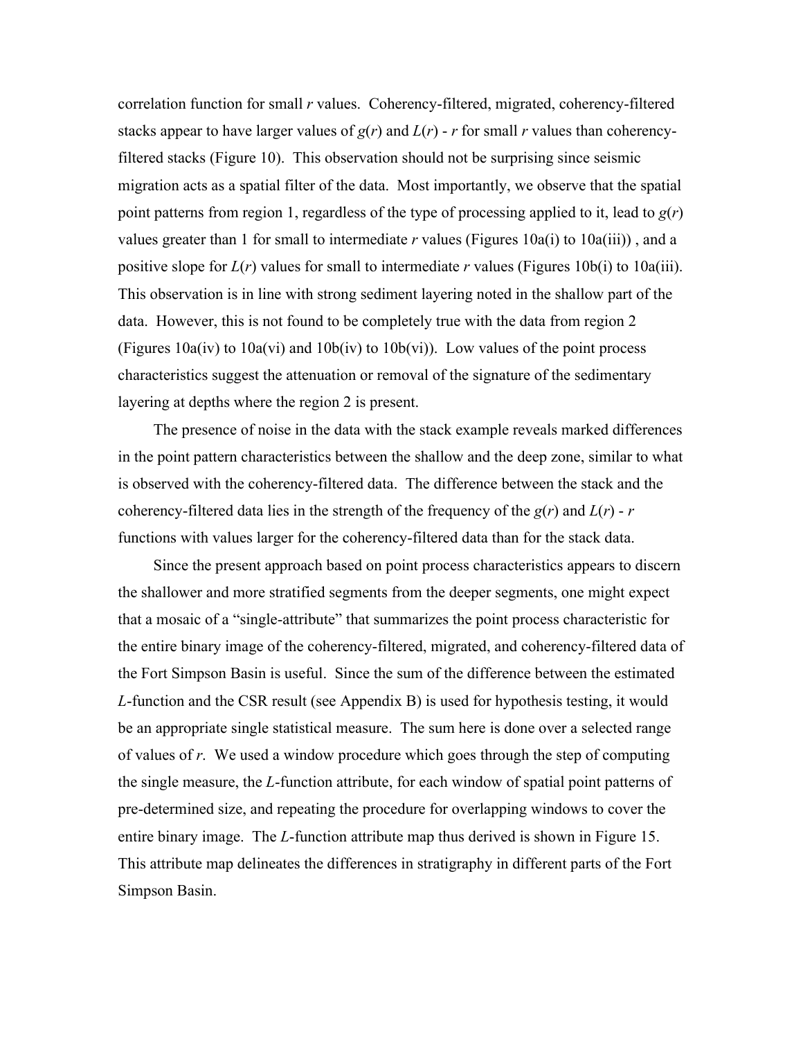correlation function for small $r$ values. Coherency-filtered, migrated, coherency-filtered stacks appear to have larger values of $g(r)$ and $L(r) - r$ for small $r$ values than coherency-filtered stacks (Figure 10). This observation should not be surprising since seismic migration acts as a spatial filter of the data. Most importantly, we observe that the spatial point patterns from region 1, regardless of the type of processing applied to it, lead to $g(r)$ values greater than 1 for small to intermediate $r$ values (Figures 10a(i) to 10a(iii)) , and a positive slope for $L(r)$ values for small to intermediate $r$ values (Figures 10b(i) to 10a(iii). This observation is in line with strong sediment layering noted in the shallow part of the data. However, this is not found to be completely true with the data from region 2 (Figures 10a(iv) to 10a(vi) and 10b(iv) to 10b(vi)). Low values of the point process characteristics suggest the attenuation or removal of the signature of the sedimentary layering at depths where the region 2 is present.

The presence of noise in the data with the stack example reveals marked differences in the point pattern characteristics between the shallow and the deep zone, similar to what is observed with the coherency-filtered data. The difference between the stack and the coherency-filtered data lies in the strength of the frequency of the $g(r)$ and $L(r) - r$ functions with values larger for the coherency-filtered data than for the stack data.

Since the present approach based on point process characteristics appears to discern the shallower and more stratified segments from the deeper segments, one might expect that a mosaic of a "single-attribute" that summarizes the point process characteristic for the entire binary image of the coherency-filtered, migrated, and coherency-filtered data of the Fort Simpson Basin is useful. Since the sum of the difference between the estimated $L$-function and the CSR result (see Appendix B) is used for hypothesis testing, it would be an appropriate single statistical measure. The sum here is done over a selected range of values of $r$. We used a window procedure which goes through the step of computing the single measure, the $L$-function attribute, for each window of spatial point patterns of pre-determined size, and repeating the procedure for overlapping windows to cover the entire binary image. The $L$-function attribute map thus derived is shown in Figure 15. This attribute map delineates the differences in stratigraphy in different parts of the Fort Simpson Basin.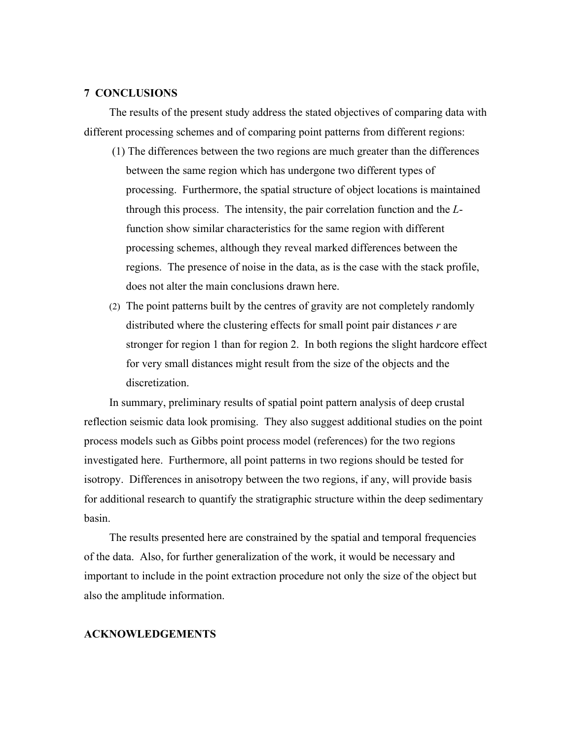## 7 CONCLUSIONS

The results of the present study address the stated objectives of comparing data with different processing schemes and of comparing point patterns from different regions:

(1) The differences between the two regions are much greater than the differences between the same region which has undergone two different types of processing. Furthermore, the spatial structure of object locations is maintained through this process. The intensity, the pair correlation function and the *L*-function show similar characteristics for the same region with different processing schemes, although they reveal marked differences between the regions. The presence of noise in the data, as is the case with the stack profile, does not alter the main conclusions drawn here.

(2) The point patterns built by the centres of gravity are not completely randomly distributed where the clustering effects for small point pair distances $r$ are stronger for region 1 than for region 2. In both regions the slight hardcore effect for very small distances might result from the size of the objects and the discretization.

In summary, preliminary results of spatial point pattern analysis of deep crustal reflection seismic data look promising. They also suggest additional studies on the point process models such as Gibbs point process model (references) for the two regions investigated here. Furthermore, all point patterns in two regions should be tested for isotropy. Differences in anisotropy between the two regions, if any, will provide basis for additional research to quantify the stratigraphic structure within the deep sedimentary basin.

The results presented here are constrained by the spatial and temporal frequencies of the data. Also, for further generalization of the work, it would be necessary and important to include in the point extraction procedure not only the size of the object but also the amplitude information.

## ACKNOWLEDGEMENTS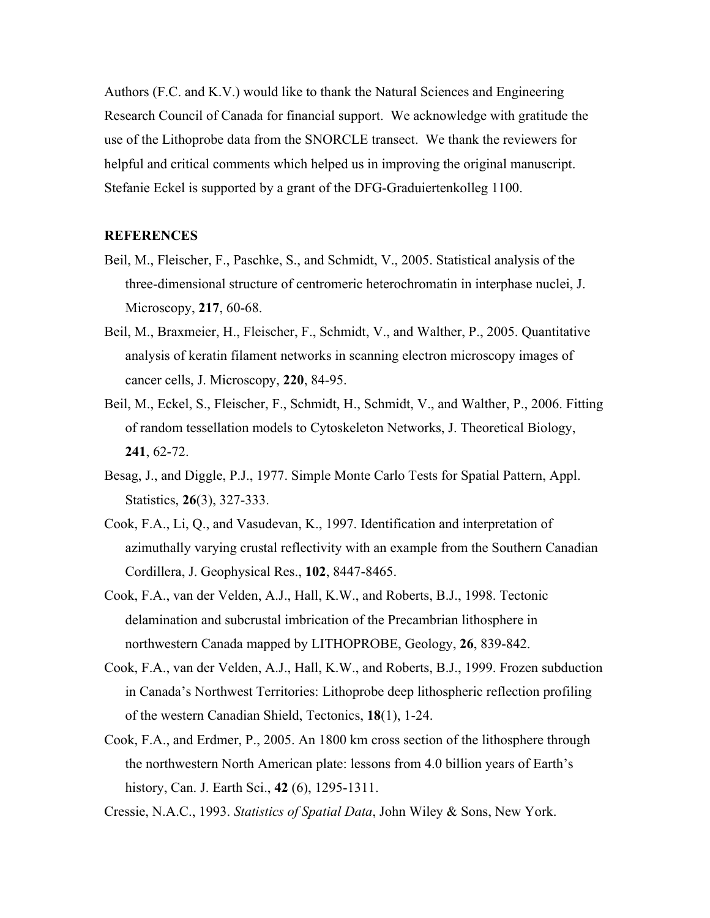Authors (F.C. and K.V.) would like to thank the Natural Sciences and Engineering Research Council of Canada for financial support. We acknowledge with gratitude the use of the Lithoprobe data from the SNORCLE transect. We thank the reviewers for helpful and critical comments which helped us in improving the original manuscript. Stefanie Eckel is supported by a grant of the DFG-Graduiertenkolleg 1100.

## REFERENCES

Beil, M., Fleischer, F., Paschke, S., and Schmidt, V., 2005. Statistical analysis of the three-dimensional structure of centromeric heterochromatin in interphase nuclei, J. Microscopy, **217**, 60-68.

Beil, M., Braxmeier, H., Fleischer, F., Schmidt, V., and Walther, P., 2005. Quantitative analysis of keratin filament networks in scanning electron microscopy images of cancer cells, J. Microscopy, **220**, 84-95.

Beil, M., Eckel, S., Fleischer, F., Schmidt, H., Schmidt, V., and Walther, P., 2006. Fitting of random tessellation models to Cytoskeleton Networks, J. Theoretical Biology, **241**, 62-72.

Besag, J., and Diggle, P.J., 1977. Simple Monte Carlo Tests for Spatial Pattern, Appl. Statistics, **26**(3), 327-333.

Cook, F.A., Li, Q., and Vasudevan, K., 1997. Identification and interpretation of azimuthally varying crustal reflectivity with an example from the Southern Canadian Cordillera, J. Geophysical Res., **102**, 8447-8465.

Cook, F.A., van der Velden, A.J., Hall, K.W., and Roberts, B.J., 1998. Tectonic delamination and subcrustal imbrication of the Precambrian lithosphere in northwestern Canada mapped by LITHOPROBE, Geology, **26**, 839-842.

Cook, F.A., van der Velden, A.J., Hall, K.W., and Roberts, B.J., 1999. Frozen subduction in Canada's Northwest Territories: Lithoprobe deep lithospheric reflection profiling of the western Canadian Shield, Tectonics, **18**(1), 1-24.

Cook, F.A., and Erdmer, P., 2005. An 1800 km cross section of the lithosphere through the northwestern North American plate: lessons from 4.0 billion years of Earth's history, Can. J. Earth Sci., **42** (6), 1295-1311.

Cressie, N.A.C., 1993. *Statistics of Spatial Data*, John Wiley & Sons, New York.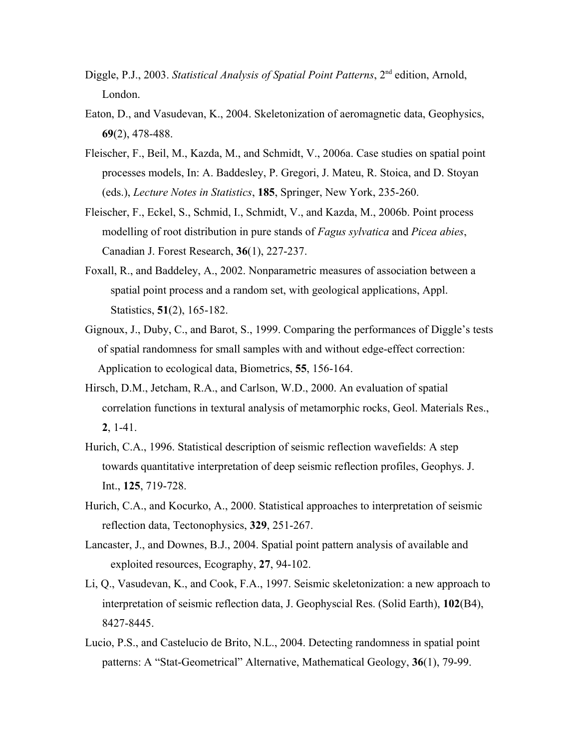Diggle, P.J., 2003. *Statistical Analysis of Spatial Point Patterns*, 2nd edition, Arnold, London.

Eaton, D., and Vasudevan, K., 2004. Skeletonization of aeromagnetic data, Geophysics, **69**(2), 478-488.

Fleischer, F., Beil, M., Kazda, M., and Schmidt, V., 2006a. Case studies on spatial point processes models, In: A. Baddesley, P. Gregori, J. Mateu, R. Stoica, and D. Stoyan (eds.), *Lecture Notes in Statistics*, **185**, Springer, New York, 235-260.

Fleischer, F., Eckel, S., Schmid, I., Schmidt, V., and Kazda, M., 2006b. Point process modelling of root distribution in pure stands of *Fagus sylvatica* and *Picea abies*, Canadian J. Forest Research, **36**(1), 227-237.

Foxall, R., and Baddeley, A., 2002. Nonparametric measures of association between a spatial point process and a random set, with geological applications, Appl. Statistics, **51**(2), 165-182.

Gignoux, J., Duby, C., and Barot, S., 1999. Comparing the performances of Diggle's tests of spatial randomness for small samples with and without edge-effect correction: Application to ecological data, Biometrics, **55**, 156-164.

Hirsch, D.M., Jetcham, R.A., and Carlson, W.D., 2000. An evaluation of spatial correlation functions in textural analysis of metamorphic rocks, Geol. Materials Res., **2**, 1-41.

Hurich, C.A., 1996. Statistical description of seismic reflection wavefields: A step towards quantitative interpretation of deep seismic reflection profiles, Geophys. J. Int., **125**, 719-728.

Hurich, C.A., and Kocurko, A., 2000. Statistical approaches to interpretation of seismic reflection data, Tectonophysics, **329**, 251-267.

Lancaster, J., and Downes, B.J., 2004. Spatial point pattern analysis of available and exploited resources, Ecography, **27**, 94-102.

Li, Q., Vasudevan, K., and Cook, F.A., 1997. Seismic skeletonization: a new approach to interpretation of seismic reflection data, J. Geophyscial Res. (Solid Earth), **102**(B4), 8427-8445.

Lucio, P.S., and Castelucio de Brito, N.L., 2004. Detecting randomness in spatial point patterns: A "Stat-Geometrical" Alternative, Mathematical Geology, **36**(1), 79-99.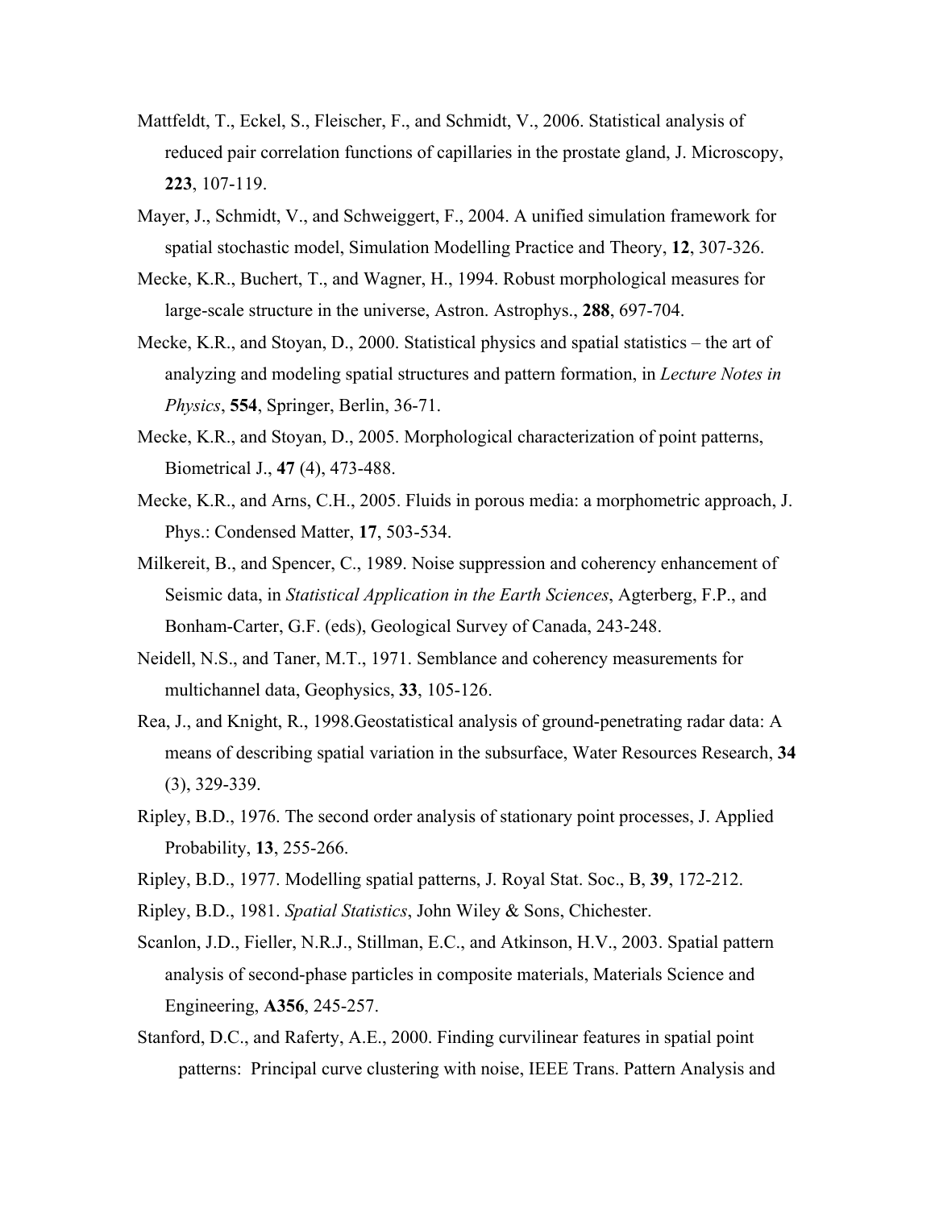Mattfeldt, T., Eckel, S., Fleischer, F., and Schmidt, V., 2006. Statistical analysis of reduced pair correlation functions of capillaries in the prostate gland, J. Microscopy, **223**, 107-119.

Mayer, J., Schmidt, V., and Schweiggert, F., 2004. A unified simulation framework for spatial stochastic model, Simulation Modelling Practice and Theory, **12**, 307-326.

Mecke, K.R., Buchert, T., and Wagner, H., 1994. Robust morphological measures for large-scale structure in the universe, Astron. Astrophys., **288**, 697-704.

Mecke, K.R., and Stoyan, D., 2000. Statistical physics and spatial statistics – the art of analyzing and modeling spatial structures and pattern formation, in *Lecture Notes in Physics*, **554**, Springer, Berlin, 36-71.

Mecke, K.R., and Stoyan, D., 2005. Morphological characterization of point patterns, Biometrical J., **47** (4), 473-488.

Mecke, K.R., and Arns, C.H., 2005. Fluids in porous media: a morphometric approach, J. Phys.: Condensed Matter, **17**, 503-534.

Milkereit, B., and Spencer, C., 1989. Noise suppression and coherency enhancement of Seismic data, in *Statistical Application in the Earth Sciences*, Agterberg, F.P., and Bonham-Carter, G.F. (eds), Geological Survey of Canada, 243-248.

Neidell, N.S., and Taner, M.T., 1971. Semblance and coherency measurements for multichannel data, Geophysics, **33**, 105-126.

Rea, J., and Knight, R., 1998.Geostatistical analysis of ground-penetrating radar data: A means of describing spatial variation in the subsurface, Water Resources Research, **34** (3), 329-339.

Ripley, B.D., 1976. The second order analysis of stationary point processes, J. Applied Probability, **13**, 255-266.

Ripley, B.D., 1977. Modelling spatial patterns, J. Royal Stat. Soc., B, **39**, 172-212.

Ripley, B.D., 1981. *Spatial Statistics*, John Wiley & Sons, Chichester.

Scanlon, J.D., Fieller, N.R.J., Stillman, E.C., and Atkinson, H.V., 2003. Spatial pattern analysis of second-phase particles in composite materials, Materials Science and Engineering, **A356**, 245-257.

Stanford, D.C., and Raferty, A.E., 2000. Finding curvilinear features in spatial point patterns: Principal curve clustering with noise, IEEE Trans. Pattern Analysis and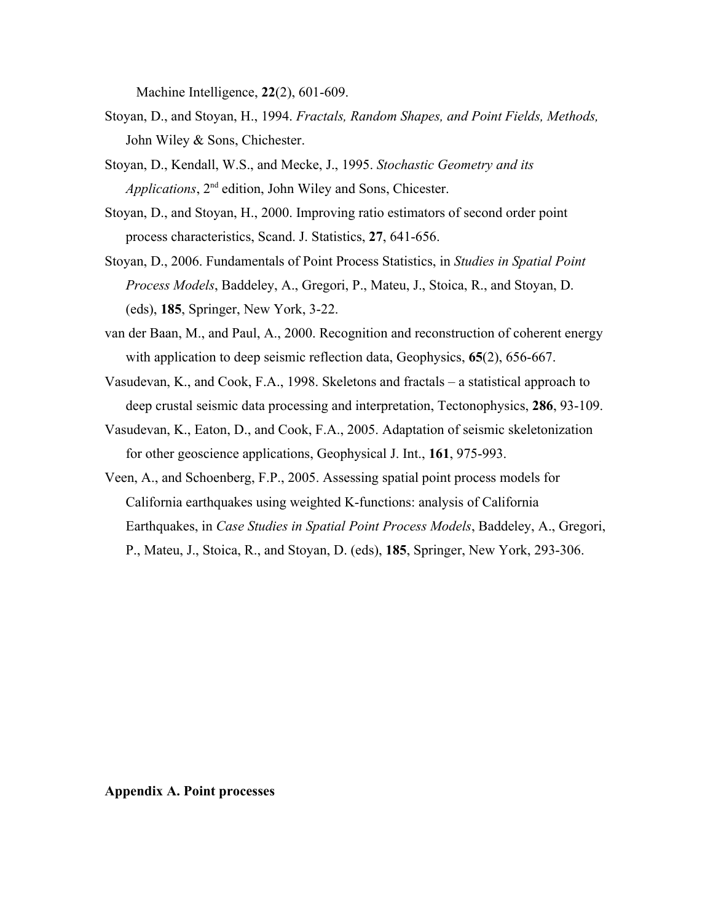Machine Intelligence, **22**(2), 601-609.

Stoyan, D., and Stoyan, H., 1994. *Fractals, Random Shapes, and Point Fields, Methods,* John Wiley & Sons, Chichester.

Stoyan, D., Kendall, W.S., and Mecke, J., 1995. *Stochastic Geometry and its Applications*, 2nd edition, John Wiley and Sons, Chicester.

Stoyan, D., and Stoyan, H., 2000. Improving ratio estimators of second order point process characteristics, Scand. J. Statistics, **27**, 641-656.

Stoyan, D., 2006. Fundamentals of Point Process Statistics, in *Studies in Spatial Point Process Models*, Baddeley, A., Gregori, P., Mateu, J., Stoica, R., and Stoyan, D. (eds), **185**, Springer, New York, 3-22.

van der Baan, M., and Paul, A., 2000. Recognition and reconstruction of coherent energy with application to deep seismic reflection data, Geophysics, **65**(2), 656-667.

Vasudevan, K., and Cook, F.A., 1998. Skeletons and fractals – a statistical approach to deep crustal seismic data processing and interpretation, Tectonophysics, **286**, 93-109.

Vasudevan, K., Eaton, D., and Cook, F.A., 2005. Adaptation of seismic skeletonization for other geoscience applications, Geophysical J. Int., **161**, 975-993.

Veen, A., and Schoenberg, F.P., 2005. Assessing spatial point process models for California earthquakes using weighted K-functions: analysis of California Earthquakes, in *Case Studies in Spatial Point Process Models*, Baddeley, A., Gregori, P., Mateu, J., Stoica, R., and Stoyan, D. (eds), **185**, Springer, New York, 293-306.

## Appendix A. Point processes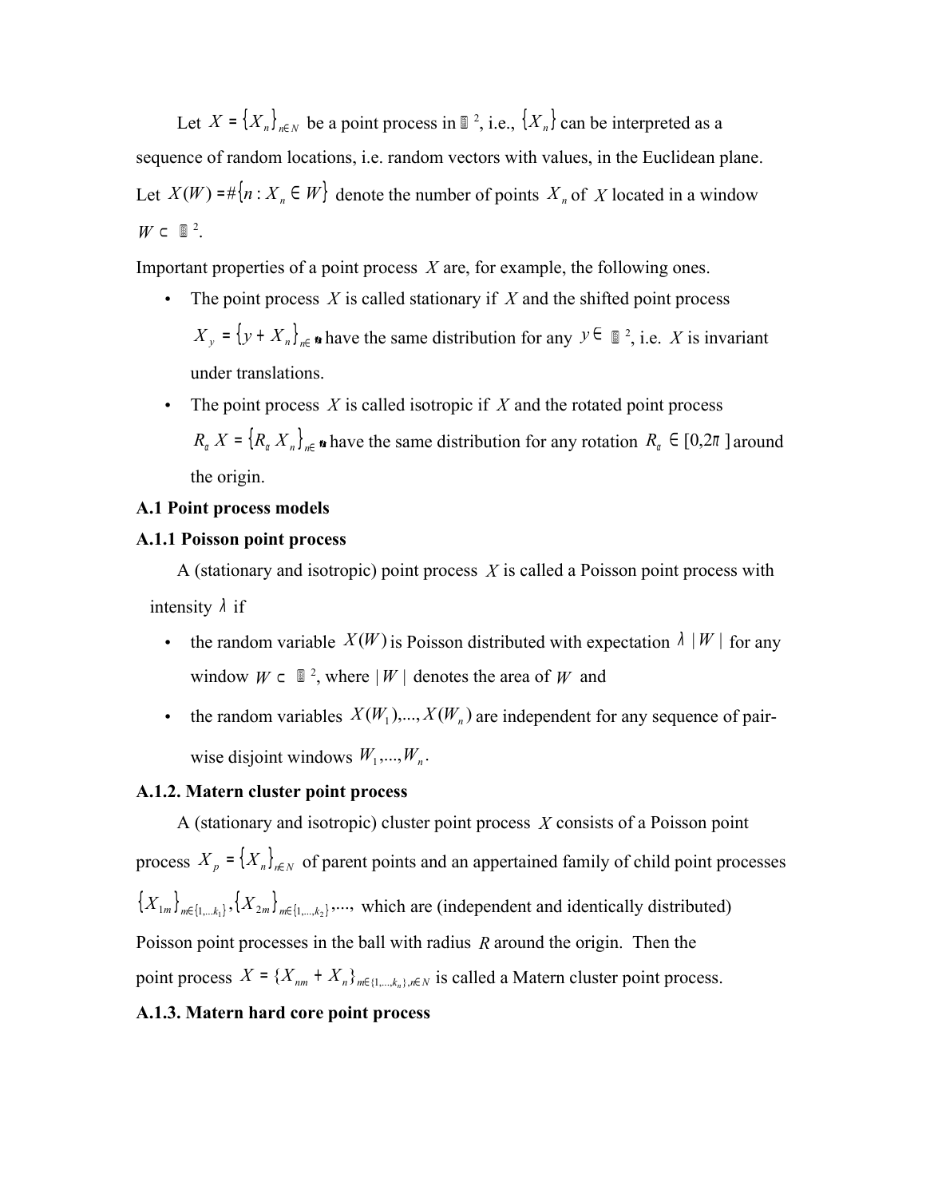Let $X = \{X_n\}_{n \in N}$ be a point process in $\mathbb{R}^2$, i.e., $\{X_n\}$ can be interpreted as a sequence of random locations, i.e. random vectors with values, in the Euclidean plane. Let $X(W) = \#\{n : X_n \in W\}$ denote the number of points $X_n$ of $X$ located in a window $W \subset \mathbb{R}^2$.

Important properties of a point process $X$ are, for example, the following ones.

- The point process $X$ is called stationary if $X$ and the shifted point process $X_y = \{y + X_n\}_{n \in N}$ have the same distribution for any $y \in \mathbb{R}^2$, i.e. $X$ is invariant under translations.
- The point process $X$ is called isotropic if $X$ and the rotated point process $R_\alpha X = \{R_\alpha X_n\}_{n \in N}$ have the same distribution for any rotation $R_\alpha \in [0, 2\pi]$ around the origin.

**A.1 Point process models**

**A.1.1 Poisson point process**

A (stationary and isotropic) point process $X$ is called a Poisson point process with intensity $\lambda$ if

- the random variable $X(W)$ is Poisson distributed with expectation $\lambda\,|W|$ for any window $W \subset \mathbb{R}^2$, where $|W|$ denotes the area of $W$ and
- the random variables $X(W_1),...,X(W_n)$ are independent for any sequence of pair-wise disjoint windows $W_1,...,W_n$.

**A.1.2. Matern cluster point process**

A (stationary and isotropic) cluster point process $X$ consists of a Poisson point process $X_p = \{X_n\}_{n \in N}$ of parent points and an appertained family of child point processes $\{X_{1m}\}_{m \in \{1,...k_1\}}, \{X_{2m}\}_{m \in \{1,...,k_2\}},...,$ which are (independent and identically distributed) Poisson point processes in the ball with radius $R$ around the origin. Then the point process $X = \{X_{nm} + X_n\}_{m \in \{1,...,k_n\}, n \in N}$ is called a Matern cluster point process.

**A.1.3. Matern hard core point process**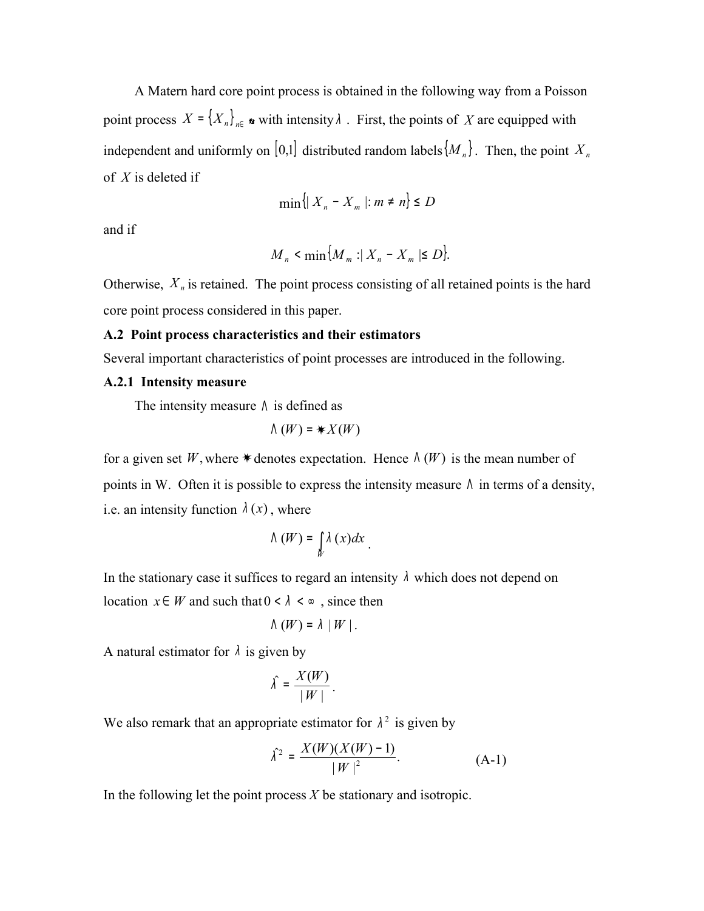A Matern hard core point process is obtained in the following way from a Poisson point process $X = \{X_n\}_{n\in \mathbb{N}}$ with intensity $\lambda$. First, the points of $X$ are equipped with independent and uniformly on $[0,1]$ distributed random labels $\{M_n\}$. Then, the point $X_n$ of $X$ is deleted if

$$\min\{|X_n - X_m| : m \neq n\} \leq D$$

and if

$$M_n < \min\{M_m : |X_n - X_m| \leq D\}.$$

Otherwise, $X_n$ is retained. The point process consisting of all retained points is the hard core point process considered in this paper.

**A.2 Point process characteristics and their estimators**

Several important characteristics of point processes are introduced in the following.

**A.2.1 Intensity measure**

The intensity measure $\Lambda$ is defined as

$$\Lambda(W) = \mathbb{E}X(W)$$

for a given set $W$, where $\mathbb{E}$ denotes expectation. Hence $\Lambda(W)$ is the mean number of points in W. Often it is possible to express the intensity measure $\Lambda$ in terms of a density, i.e. an intensity function $\lambda(x)$, where

$$\Lambda(W) = \int_W \lambda(x)dx .$$

In the stationary case it suffices to regard an intensity $\lambda$ which does not depend on location $x \in W$ and such that $0 < \lambda < \infty$, since then

$$\Lambda(W) = \lambda\,|W|.$$

A natural estimator for $\lambda$ is given by

$$\hat{\lambda} = \frac{X(W)}{|W|}.$$

We also remark that an appropriate estimator for $\lambda^2$ is given by

$$\hat{\lambda^2} = \frac{X(W)(X(W)-1)}{|W|^2}. \qquad \text{(A-1)}$$

In the following let the point process $X$ be stationary and isotropic.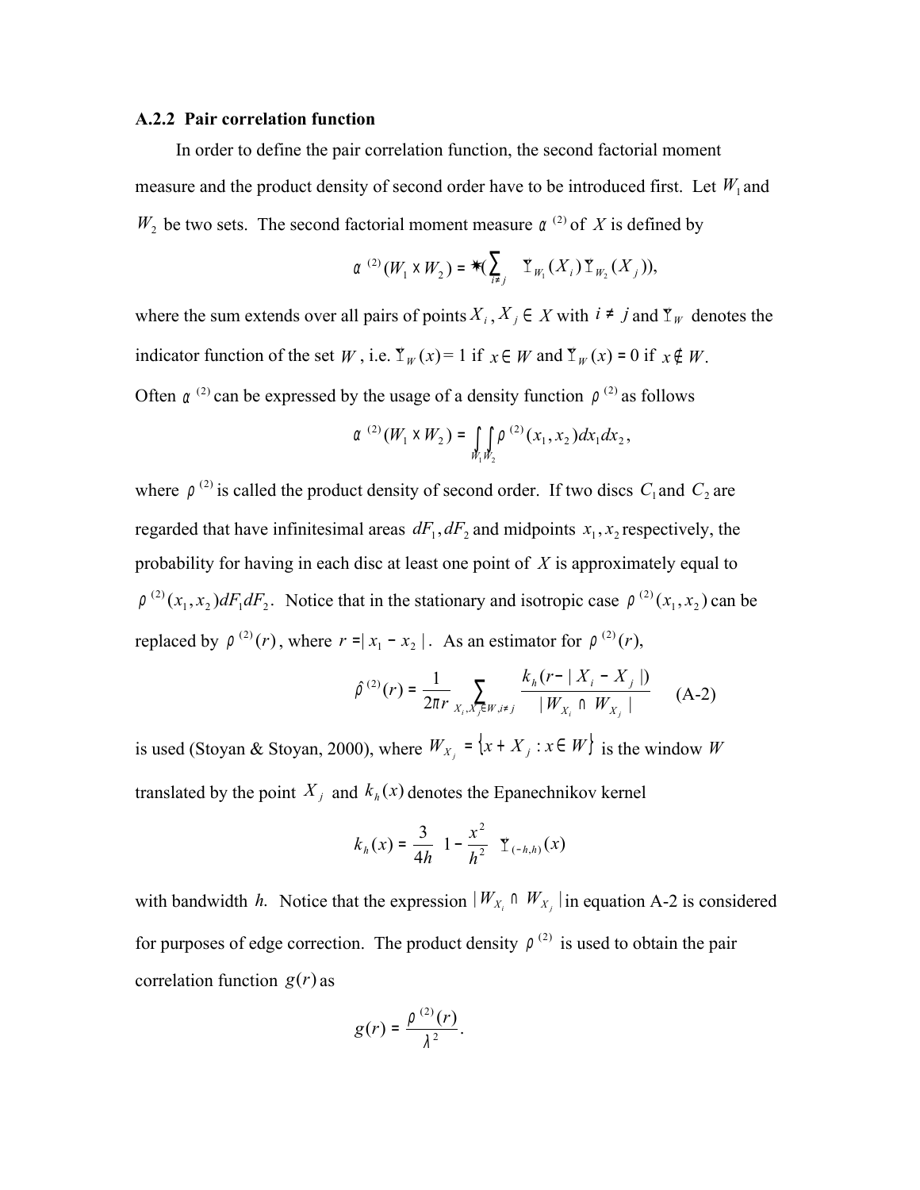### A.2.2 Pair correlation function

In order to define the pair correlation function, the second factorial moment measure and the product density of second order have to be introduced first. Let $W_1$ and $W_2$ be two sets. The second factorial moment measure $\alpha^{(2)}$ of $X$ is defined by

$$\alpha^{(2)}(W_1 \times W_2) = E(\sum_{i \neq j} 1_{W_1}(X_i) 1_{W_2}(X_j)),$$

where the sum extends over all pairs of points $X_i, X_j \in X$ with $i \neq j$ and $1_W$ denotes the indicator function of the set $W$, i.e. $1_W(x) = 1$ if $x \in W$ and $1_W(x) = 0$ if $x \notin W$. Often $\alpha^{(2)}$ can be expressed by the usage of a density function $\rho^{(2)}$ as follows

$$\alpha^{(2)}(W_1 \times W_2) = \int_{W_1}\int_{W_2} \rho^{(2)}(x_1, x_2) dx_1 dx_2,$$

where $\rho^{(2)}$ is called the product density of second order. If two discs $C_1$ and $C_2$ are regarded that have infinitesimal areas $dF_1, dF_2$ and midpoints $x_1, x_2$ respectively, the probability for having in each disc at least one point of $X$ is approximately equal to $\rho^{(2)}(x_1, x_2) dF_1 dF_2$. Notice that in the stationary and isotropic case $\rho^{(2)}(x_1, x_2)$ can be replaced by $\rho^{(2)}(r)$, where $r = |x_1 - x_2|$. As an estimator for $\rho^{(2)}(r)$,

$$\hat{\rho}^{(2)}(r) = \frac{1}{2\pi r} \sum_{X_i, X_j \in W, i \neq j} \frac{k_h(r - |X_i - X_j|)}{|W_{X_i} \cap W_{X_j}|} \qquad \text{(A-2)}$$

is used (Stoyan & Stoyan, 2000), where $W_{X_j} = \{x + X_j : x \in W\}$ is the window $W$ translated by the point $X_j$ and $k_h(x)$ denotes the Epanechnikov kernel

$$k_h(x) = \frac{3}{4h}\left(1 - \frac{x^2}{h^2}\right) 1_{(-h,h)}(x)$$

with bandwidth $h$. Notice that the expression $|W_{X_i} \cap W_{X_j}|$ in equation A-2 is considered for purposes of edge correction. The product density $\rho^{(2)}$ is used to obtain the pair correlation function $g(r)$ as

$$g(r) = \frac{\rho^{(2)}(r)}{\lambda^2}.$$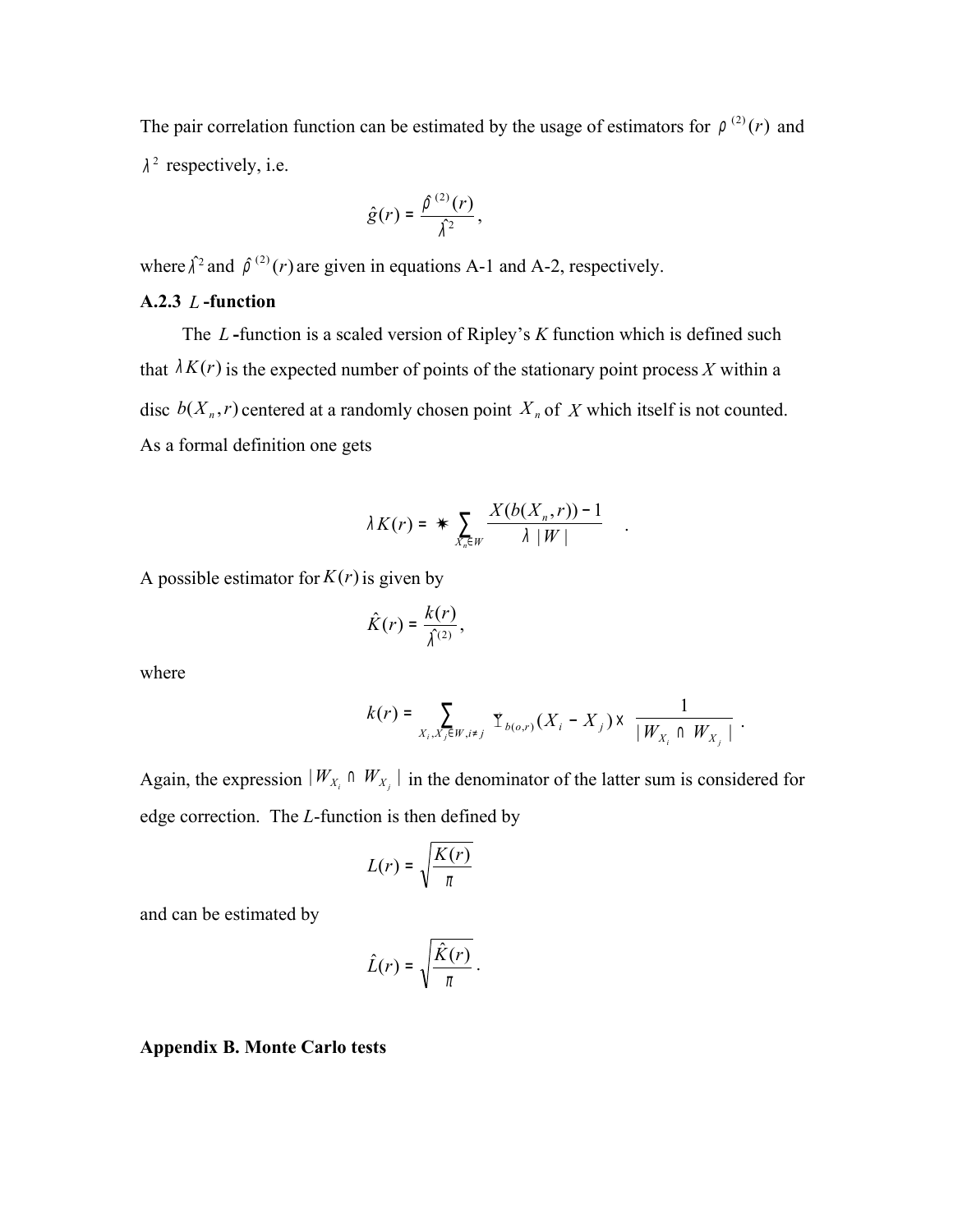The pair correlation function can be estimated by the usage of estimators for $\rho^{(2)}(r)$ and $\lambda^2$ respectively, i.e.

$$\hat{g}(r) = \frac{\hat{\rho}^{(2)}(r)}{\hat{\lambda}^2},$$

where $\hat{\lambda}^2$ and $\hat{\rho}^{(2)}(r)$ are given in equations A-1 and A-2, respectively.

### A.2.3 $L$-function

The $L$-function is a scaled version of Ripley's $K$ function which is defined such that $\lambda K(r)$ is the expected number of points of the stationary point process $X$ within a disc $b(X_n, r)$ centered at a randomly chosen point $X_n$ of $X$ which itself is not counted. As a formal definition one gets

$$\lambda K(r) = \ast \sum_{X_n \in W} \frac{X(b(X_n, r)) - 1}{\lambda \, |W|} \quad .$$

A possible estimator for $K(r)$ is given by

$$\hat{K}(r) = \frac{k(r)}{\hat{\lambda}^{(2)}},$$

where

$$k(r) = \sum_{X_i, X_j \in W, i \neq j} \mathbf{1}_{b(o,r)}(X_i - X_j) \times \frac{1}{|W_{X_i} \cap W_{X_j}|} \ .$$

Again, the expression $|W_{X_i} \cap W_{X_j}|$ in the denominator of the latter sum is considered for edge correction. The $L$-function is then defined by

$$L(r) = \sqrt{\frac{K(r)}{\pi}}$$

and can be estimated by

$$\hat{L}(r) = \sqrt{\frac{\hat{K}(r)}{\pi}}.$$

## Appendix B. Monte Carlo tests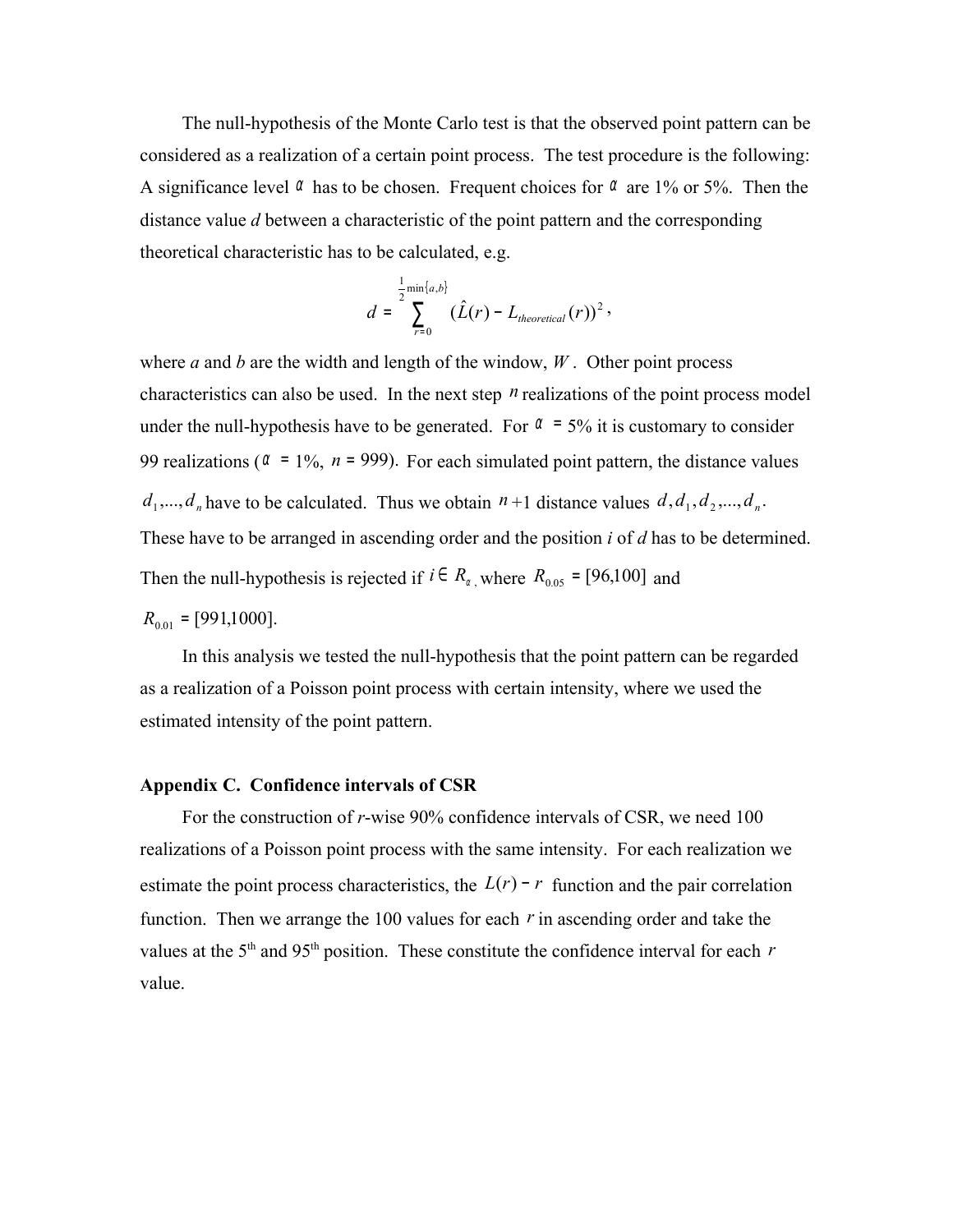The null-hypothesis of the Monte Carlo test is that the observed point pattern can be considered as a realization of a certain point process. The test procedure is the following: A significance level $\alpha$ has to be chosen. Frequent choices for $\alpha$ are 1% or 5%. Then the distance value $d$ between a characteristic of the point pattern and the corresponding theoretical characteristic has to be calculated, e.g.

$$d = \sum_{r=0}^{\frac{1}{2}\min\{a,b\}} (\hat{L}(r) - L_{theoretical}(r))^2,$$

where $a$ and $b$ are the width and length of the window, $W$. Other point process characteristics can also be used. In the next step $n$ realizations of the point process model under the null-hypothesis have to be generated. For $\alpha = 5\%$ it is customary to consider 99 realizations ($\alpha = 1\%$, $n = 999$). For each simulated point pattern, the distance values $d_1,...,d_n$ have to be calculated. Thus we obtain $n+1$ distance values $d, d_1, d_2,..., d_n$. These have to be arranged in ascending order and the position $i$ of $d$ has to be determined. Then the null-hypothesis is rejected if $i \in R_{\alpha}$, where $R_{0.05} = [96,100]$ and $R_{0.01} = [991,1000]$.

In this analysis we tested the null-hypothesis that the point pattern can be regarded as a realization of a Poisson point process with certain intensity, where we used the estimated intensity of the point pattern.

### Appendix C. Confidence intervals of CSR

For the construction of $r$-wise 90% confidence intervals of CSR, we need 100 realizations of a Poisson point process with the same intensity. For each realization we estimate the point process characteristics, the $L(r) - r$ function and the pair correlation function. Then we arrange the 100 values for each $r$ in ascending order and take the values at the 5th and 95th position. These constitute the confidence interval for each $r$ value.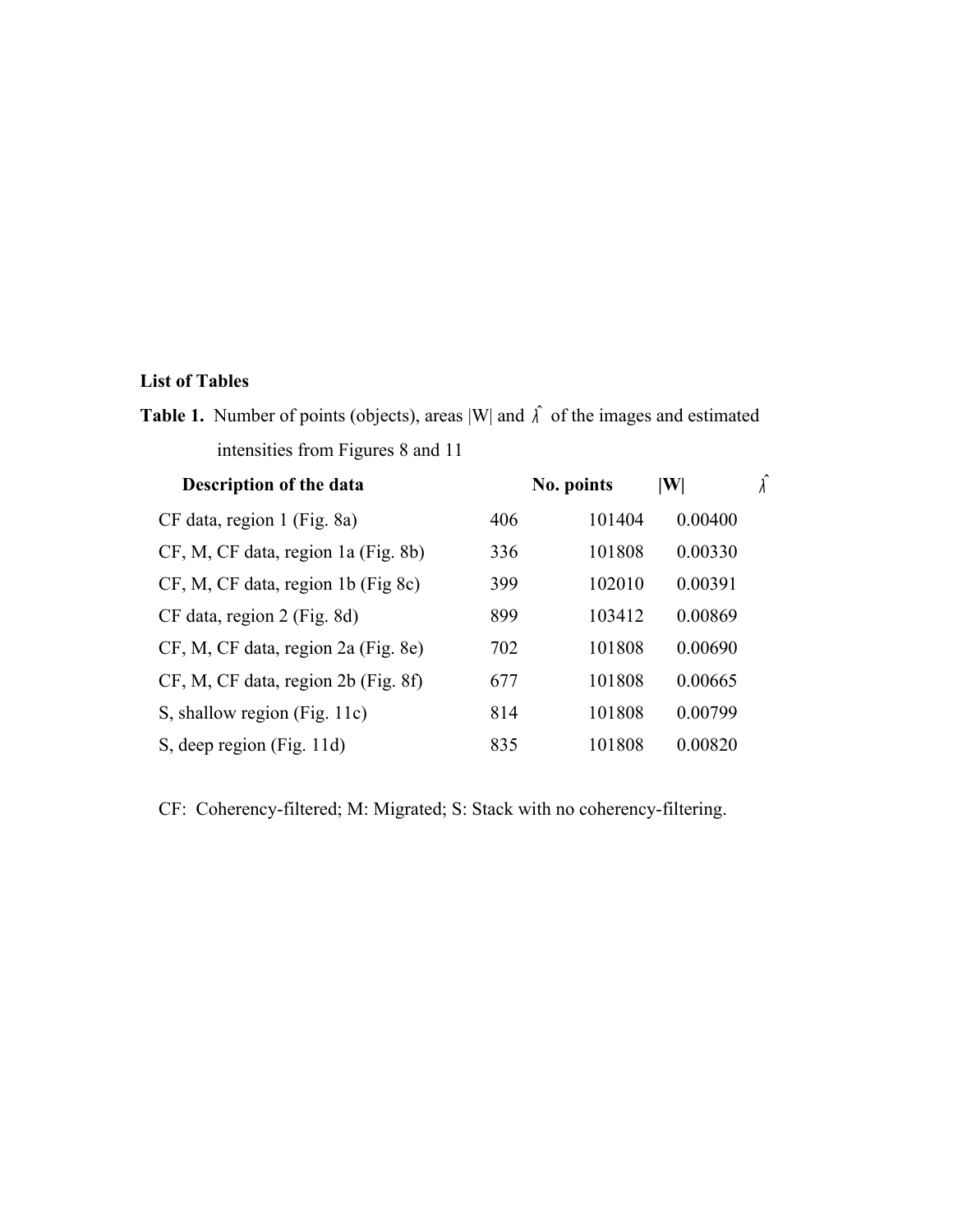**List of Tables**

**Table 1.** Number of points (objects), areas |W| and $\hat{\lambda}$ of the images and estimated intensities from Figures 8 and 11

| **Description of the data** | **No. points** | **\|W\|** | $\hat{\lambda}$ |
|---|---|---|---|
| CF data, region 1 (Fig. 8a) | 406 | 101404 | 0.00400 |
| CF, M, CF data, region 1a (Fig. 8b) | 336 | 101808 | 0.00330 |
| CF, M, CF data, region 1b (Fig 8c) | 399 | 102010 | 0.00391 |
| CF data, region 2 (Fig. 8d) | 899 | 103412 | 0.00869 |
| CF, M, CF data, region 2a (Fig. 8e) | 702 | 101808 | 0.00690 |
| CF, M, CF data, region 2b (Fig. 8f) | 677 | 101808 | 0.00665 |
| S, shallow region (Fig. 11c) | 814 | 101808 | 0.00799 |
| S, deep region (Fig. 11d) | 835 | 101808 | 0.00820 |

CF: Coherency-filtered; M: Migrated; S: Stack with no coherency-filtering.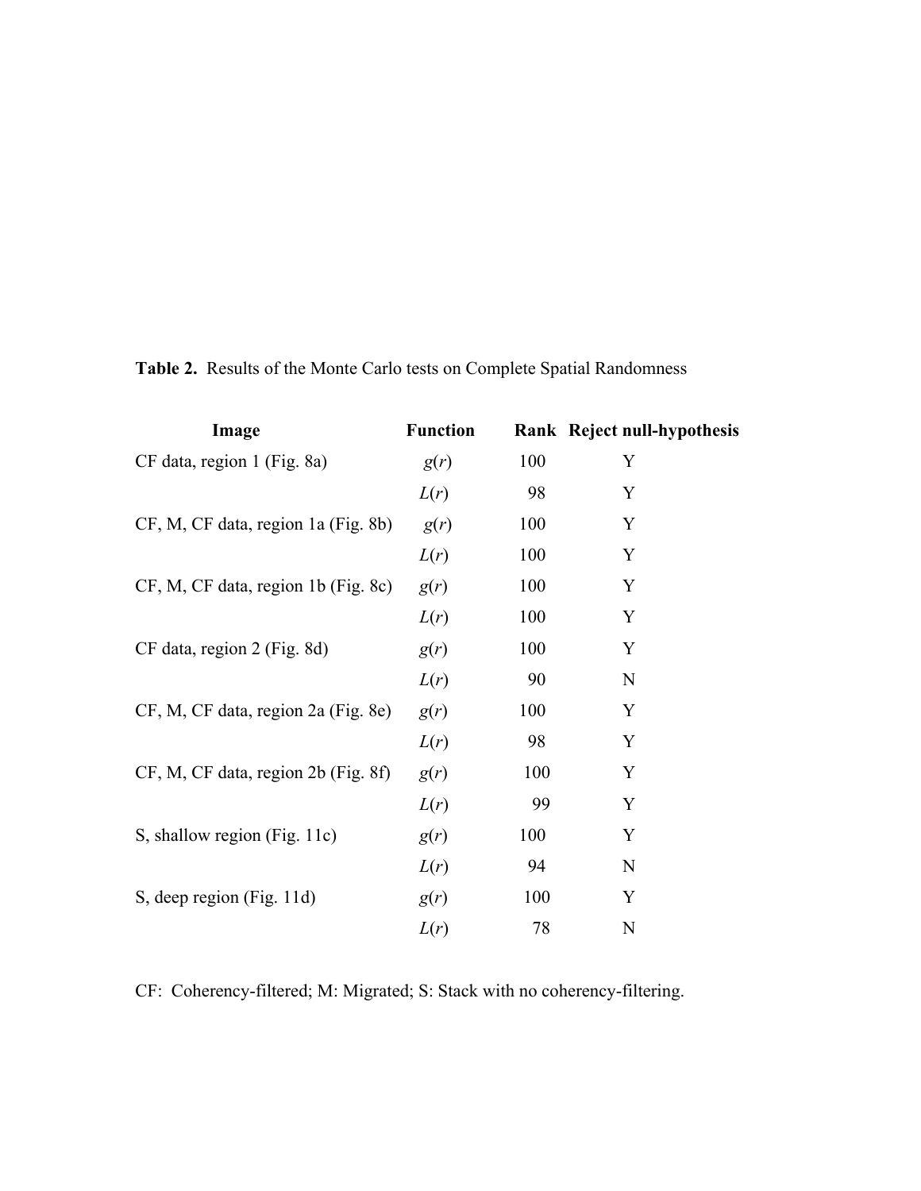**Table 2.** Results of the Monte Carlo tests on Complete Spatial Randomness

| Image | Function | Rank | Reject null-hypothesis |
|---|---|---|---|
| CF data, region 1 (Fig. 8a) | $g(r)$ | 100 | Y |
| | $L(r)$ | 98 | Y |
| CF, M, CF data, region 1a (Fig. 8b) | $g(r)$ | 100 | Y |
| | $L(r)$ | 100 | Y |
| CF, M, CF data, region 1b (Fig. 8c) | $g(r)$ | 100 | Y |
| | $L(r)$ | 100 | Y |
| CF data, region 2 (Fig. 8d) | $g(r)$ | 100 | Y |
| | $L(r)$ | 90 | N |
| CF, M, CF data, region 2a (Fig. 8e) | $g(r)$ | 100 | Y |
| | $L(r)$ | 98 | Y |
| CF, M, CF data, region 2b (Fig. 8f) | $g(r)$ | 100 | Y |
| | $L(r)$ | 99 | Y |
| S, shallow region (Fig. 11c) | $g(r)$ | 100 | Y |
| | $L(r)$ | 94 | N |
| S, deep region (Fig. 11d) | $g(r)$ | 100 | Y |
| | $L(r)$ | 78 | N |

CF: Coherency-filtered; M: Migrated; S: Stack with no coherency-filtering.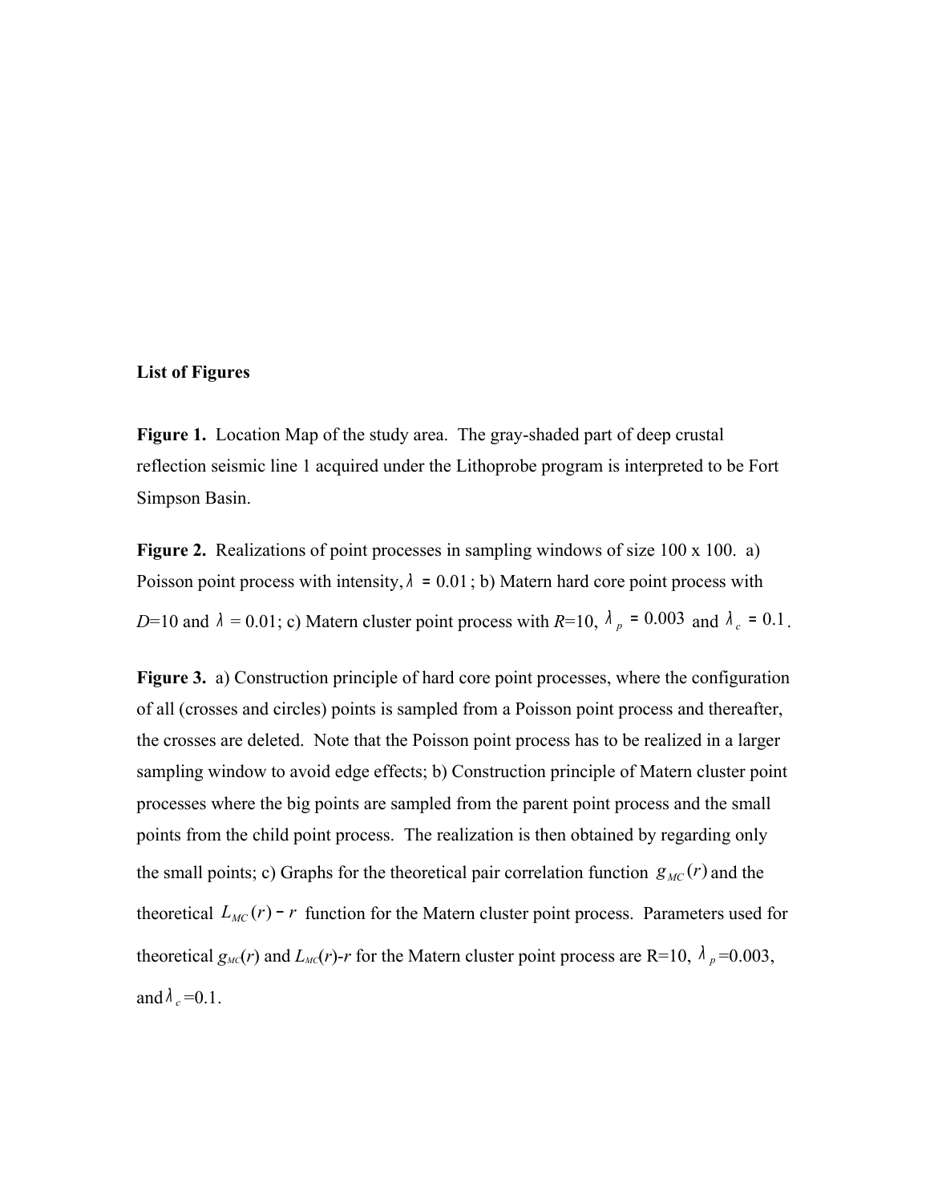**List of Figures**

**Figure 1.** Location Map of the study area. The gray-shaded part of deep crustal reflection seismic line 1 acquired under the Lithoprobe program is interpreted to be Fort Simpson Basin.

**Figure 2.** Realizations of point processes in sampling windows of size 100 x 100. a) Poisson point process with intensity, $\lambda = 0.01$; b) Matern hard core point process with $D$=10 and $\lambda$ = 0.01; c) Matern cluster point process with $R$=10, $\lambda_p = 0.003$ and $\lambda_c = 0.1$.

**Figure 3.** a) Construction principle of hard core point processes, where the configuration of all (crosses and circles) points is sampled from a Poisson point process and thereafter, the crosses are deleted. Note that the Poisson point process has to be realized in a larger sampling window to avoid edge effects; b) Construction principle of Matern cluster point processes where the big points are sampled from the parent point process and the small points from the child point process. The realization is then obtained by regarding only the small points; c) Graphs for the theoretical pair correlation function $g_{MC}(r)$ and the theoretical $L_{MC}(r) - r$ function for the Matern cluster point process. Parameters used for theoretical $g_{MC}(r)$ and $L_{MC}(r)$-$r$ for the Matern cluster point process are R=10, $\lambda_p$=0.003, and $\lambda_c$=0.1.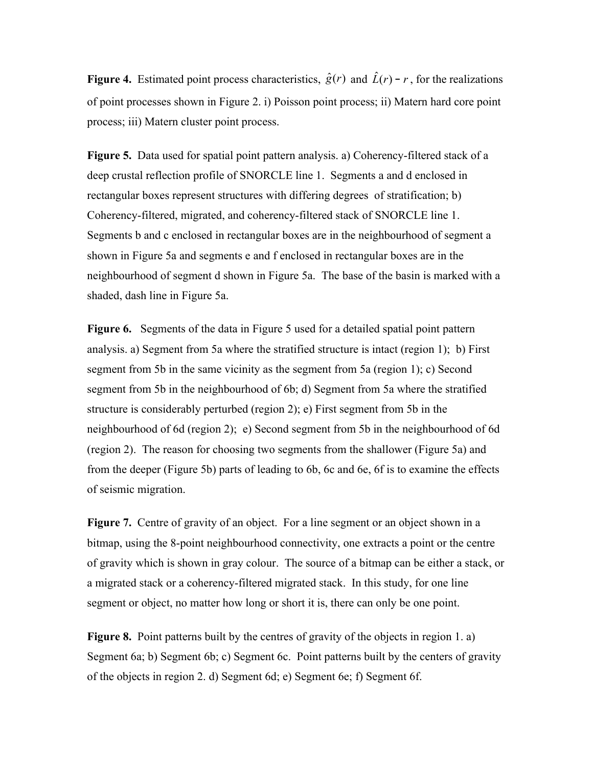**Figure 4.** Estimated point process characteristics, $\hat{g}(r)$ and $\hat{L}(r) - r$, for the realizations of point processes shown in Figure 2. i) Poisson point process; ii) Matern hard core point process; iii) Matern cluster point process.

**Figure 5.** Data used for spatial point pattern analysis. a) Coherency-filtered stack of a deep crustal reflection profile of SNORCLE line 1. Segments a and d enclosed in rectangular boxes represent structures with differing degrees of stratification; b) Coherency-filtered, migrated, and coherency-filtered stack of SNORCLE line 1. Segments b and c enclosed in rectangular boxes are in the neighbourhood of segment a shown in Figure 5a and segments e and f enclosed in rectangular boxes are in the neighbourhood of segment d shown in Figure 5a. The base of the basin is marked with a shaded, dash line in Figure 5a.

**Figure 6.** Segments of the data in Figure 5 used for a detailed spatial point pattern analysis. a) Segment from 5a where the stratified structure is intact (region 1); b) First segment from 5b in the same vicinity as the segment from 5a (region 1); c) Second segment from 5b in the neighbourhood of 6b; d) Segment from 5a where the stratified structure is considerably perturbed (region 2); e) First segment from 5b in the neighbourhood of 6d (region 2); e) Second segment from 5b in the neighbourhood of 6d (region 2). The reason for choosing two segments from the shallower (Figure 5a) and from the deeper (Figure 5b) parts of leading to 6b, 6c and 6e, 6f is to examine the effects of seismic migration.

**Figure 7.** Centre of gravity of an object. For a line segment or an object shown in a bitmap, using the 8-point neighbourhood connectivity, one extracts a point or the centre of gravity which is shown in gray colour. The source of a bitmap can be either a stack, or a migrated stack or a coherency-filtered migrated stack. In this study, for one line segment or object, no matter how long or short it is, there can only be one point.

**Figure 8.** Point patterns built by the centres of gravity of the objects in region 1. a) Segment 6a; b) Segment 6b; c) Segment 6c. Point patterns built by the centers of gravity of the objects in region 2. d) Segment 6d; e) Segment 6e; f) Segment 6f.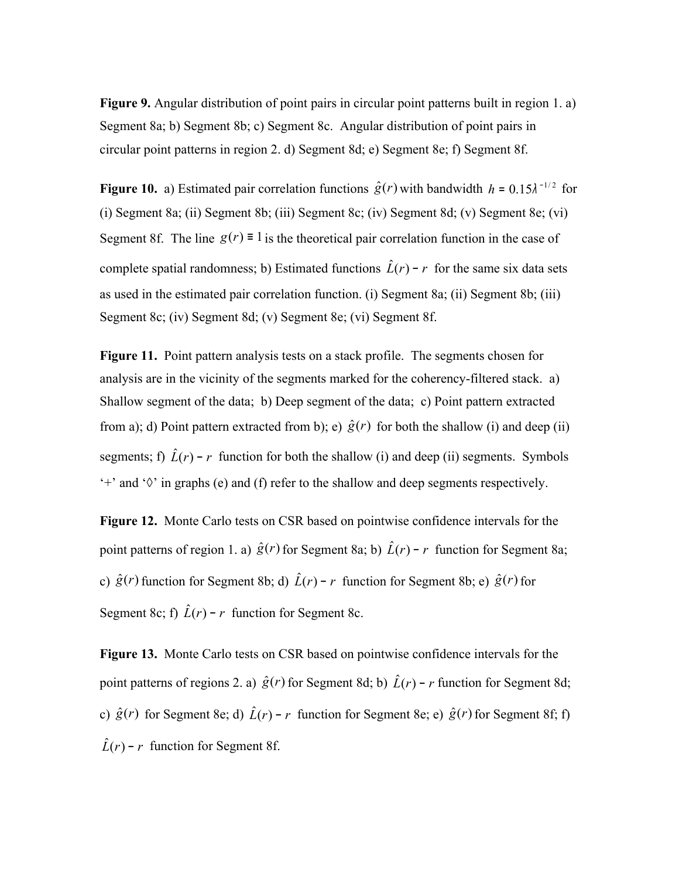**Figure 9.** Angular distribution of point pairs in circular point patterns built in region 1. a) Segment 8a; b) Segment 8b; c) Segment 8c. Angular distribution of point pairs in circular point patterns in region 2. d) Segment 8d; e) Segment 8e; f) Segment 8f.

**Figure 10.** a) Estimated pair correlation functions $\hat{g}(r)$ with bandwidth $h = 0.15\lambda^{-1/2}$ for (i) Segment 8a; (ii) Segment 8b; (iii) Segment 8c; (iv) Segment 8d; (v) Segment 8e; (vi) Segment 8f. The line $g(r) \equiv 1$ is the theoretical pair correlation function in the case of complete spatial randomness; b) Estimated functions $\hat{L}(r) - r$ for the same six data sets as used in the estimated pair correlation function. (i) Segment 8a; (ii) Segment 8b; (iii) Segment 8c; (iv) Segment 8d; (v) Segment 8e; (vi) Segment 8f.

**Figure 11.** Point pattern analysis tests on a stack profile. The segments chosen for analysis are in the vicinity of the segments marked for the coherency-filtered stack. a) Shallow segment of the data; b) Deep segment of the data; c) Point pattern extracted from a); d) Point pattern extracted from b); e) $\hat{g}(r)$ for both the shallow (i) and deep (ii) segments; f) $\hat{L}(r) - r$ function for both the shallow (i) and deep (ii) segments. Symbols '+' and '◊' in graphs (e) and (f) refer to the shallow and deep segments respectively.

**Figure 12.** Monte Carlo tests on CSR based on pointwise confidence intervals for the point patterns of region 1. a) $\hat{g}(r)$ for Segment 8a; b) $\hat{L}(r) - r$ function for Segment 8a; c) $\hat{g}(r)$ function for Segment 8b; d) $\hat{L}(r) - r$ function for Segment 8b; e) $\hat{g}(r)$ for Segment 8c; f) $\hat{L}(r) - r$ function for Segment 8c.

**Figure 13.** Monte Carlo tests on CSR based on pointwise confidence intervals for the point patterns of regions 2. a) $\hat{g}(r)$ for Segment 8d; b) $\hat{L}(r) - r$ function for Segment 8d; c) $\hat{g}(r)$ for Segment 8e; d) $\hat{L}(r) - r$ function for Segment 8e; e) $\hat{g}(r)$ for Segment 8f; f) $\hat{L}(r) - r$ function for Segment 8f.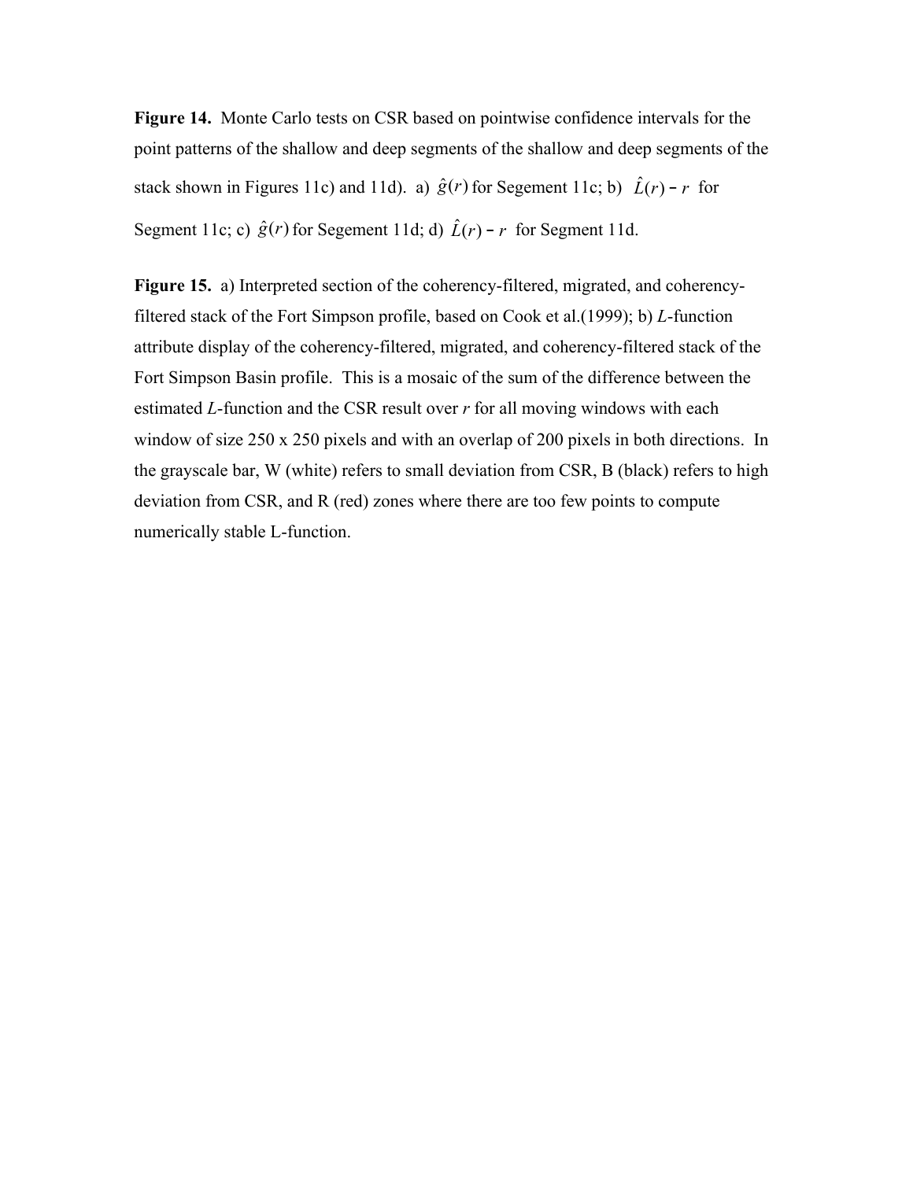**Figure 14.** Monte Carlo tests on CSR based on pointwise confidence intervals for the point patterns of the shallow and deep segments of the shallow and deep segments of the stack shown in Figures 11c) and 11d). a) $\hat{g}(r)$ for Segement 11c; b) $\hat{L}(r) - r$ for Segment 11c; c) $\hat{g}(r)$ for Segement 11d; d) $\hat{L}(r) - r$ for Segment 11d.

**Figure 15.** a) Interpreted section of the coherency-filtered, migrated, and coherency-filtered stack of the Fort Simpson profile, based on Cook et al.(1999); b) *L*-function attribute display of the coherency-filtered, migrated, and coherency-filtered stack of the Fort Simpson Basin profile. This is a mosaic of the sum of the difference between the estimated *L*-function and the CSR result over *r* for all moving windows with each window of size 250 x 250 pixels and with an overlap of 200 pixels in both directions. In the grayscale bar, W (white) refers to small deviation from CSR, B (black) refers to high deviation from CSR, and R (red) zones where there are too few points to compute numerically stable L-function.